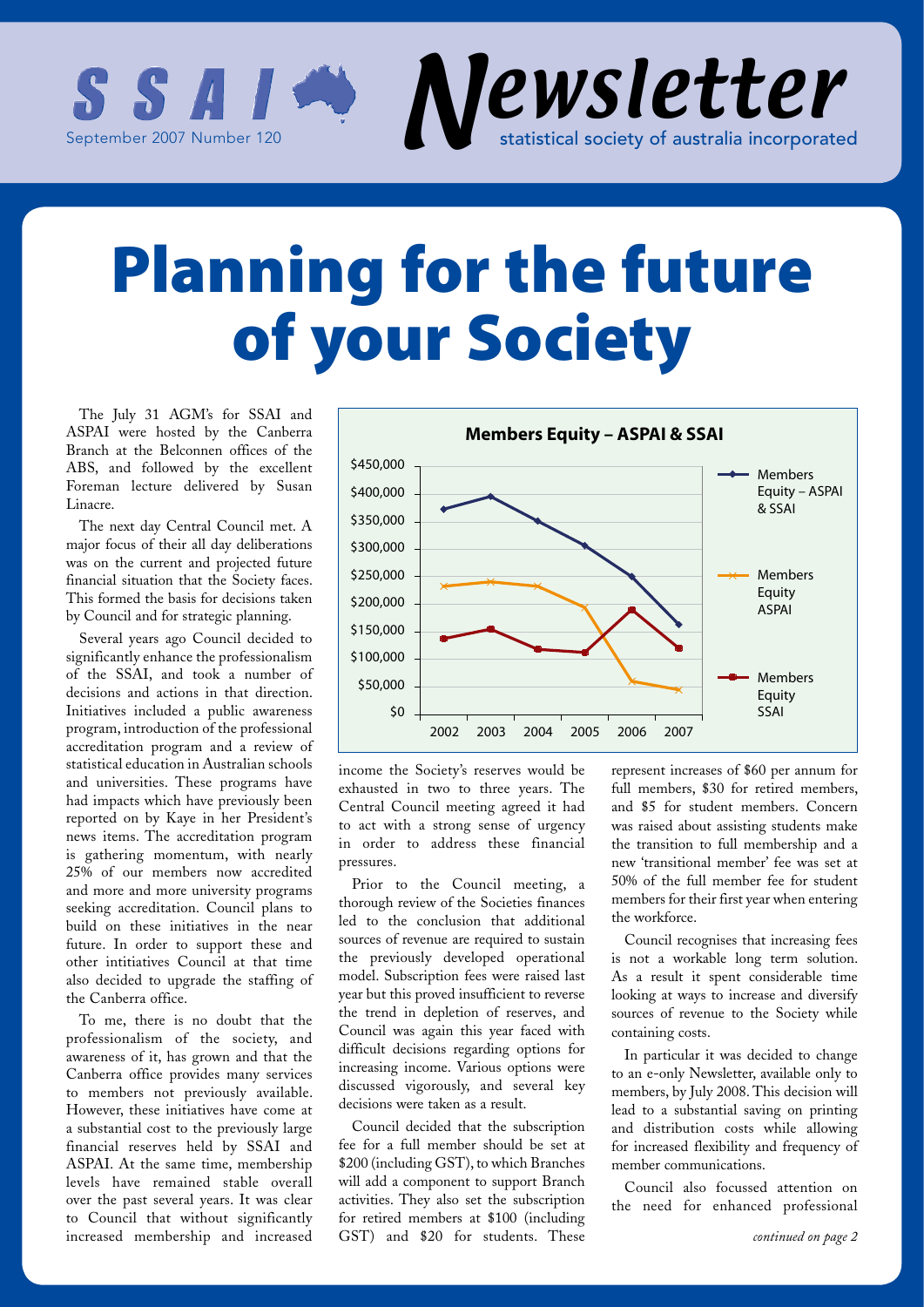SSAI

September 2007 Number 120

# Newsletter

statistical society of australia incorporated

# Planning for the future of your Society

The July 31 AGM's for SSAI and ASPAI were hosted by the Canberra Branch at the Belconnen offices of the ABS, and followed by the excellent Foreman lecture delivered by Susan Linacre.

The next day Central Council met. A major focus of their all day deliberations was on the current and projected future financial situation that the Society faces. This formed the basis for decisions taken by Council and for strategic planning.

Several years ago Council decided to significantly enhance the professionalism of the SSAI, and took a number of decisions and actions in that direction. Initiatives included a public awareness program, introduction of the professional accreditation program and a review of statistical education in Australian schools and universities. These programs have had impacts which have previously been reported on by Kaye in her President's news items. The accreditation program is gathering momentum, with nearly 25% of our members now accredited and more and more university programs seeking accreditation. Council plans to build on these initiatives in the near future. In order to support these and other intitiatives Council at that time also decided to upgrade the staffing of the Canberra office.

To me, there is no doubt that the professionalism of the society, and awareness of it, has grown and that the Canberra office provides many services to members not previously available. However, these initiatives have come at a substantial cost to the previously large financial reserves held by SSAI and ASPAI. At the same time, membership levels have remained stable overall over the past several years. It was clear to Council that without significantly increased membership and increased income the Society's reserves would be exhausted in two to three years. The Central Council meeting agreed it had to act with a strong sense of urgency in order to address these financial pressures.

**Members Equity – ASPAI & SSAI**

| Year | Members Equity – ASPAI & SSAI | Members Equity ASPAI | Members Equity SSAI |
|---|---|---|---|
| 2002 | | | |
| 2003 | | | |
| 2004 | | | |
| 2005 | | | |
| 2006 | | | |
| 2007 | | | |

Prior to the Council meeting, a thorough review of the Societies finances led to the conclusion that additional sources of revenue are required to sustain the previously developed operational model. Subscription fees were raised last year but this proved insufficient to reverse the trend in depletion of reserves, and Council was again this year faced with difficult decisions regarding options for increasing income. Various options were discussed vigorously, and several key decisions were taken as a result.

Council decided that the subscription fee for a full member should be set at $200 (including GST), to which Branches will add a component to support Branch activities. They also set the subscription for retired members at $100 (including GST) and $20 for students. These represent increases of $60 per annum for full members, $30 for retired members, and $5 for student members. Concern was raised about assisting students make the transition to full membership and a new 'transitional member' fee was set at 50% of the full member fee for student members for their first year when entering the workforce.

Council recognises that increasing fees is not a workable long term solution. As a result it spent considerable time looking at ways to increase and diversify sources of revenue to the Society while containing costs.

In particular it was decided to change to an e-only Newsletter, available only to members, by July 2008. This decision will lead to a substantial saving on printing and distribution costs while allowing for increased flexibility and frequency of member communications.

Council also focussed attention on the need for enhanced professional

*continued on page 2*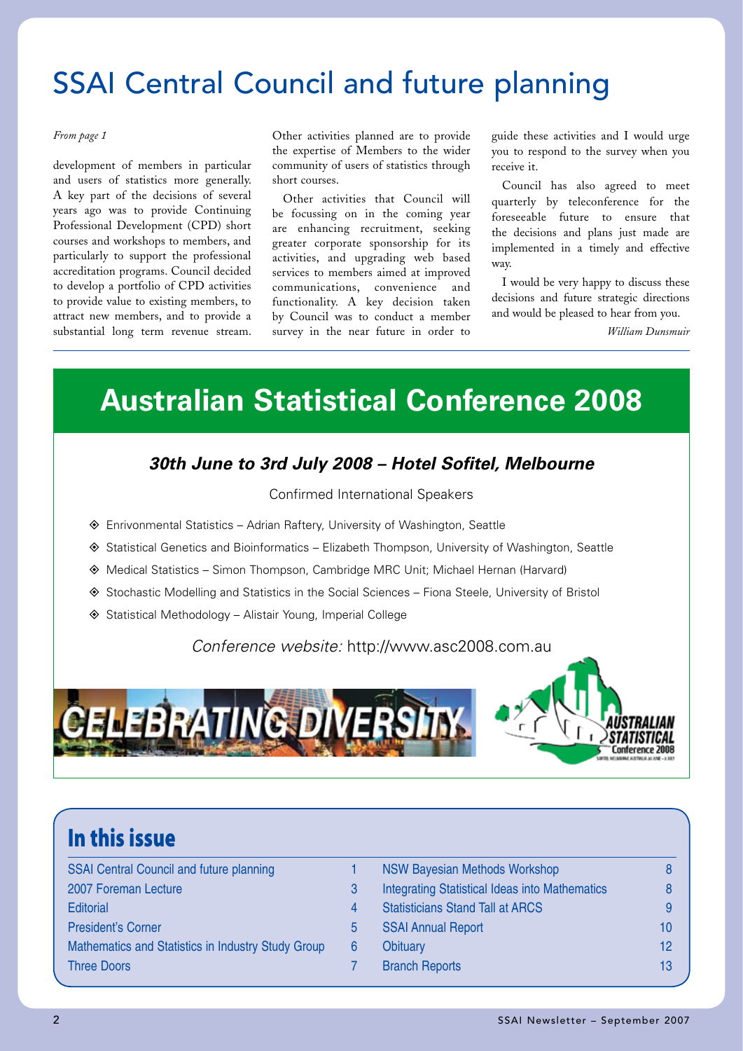# SSAI Central Council and future planning

*From page 1*

development of members in particular and users of statistics more generally. A key part of the decisions of several years ago was to provide Continuing Professional Development (CPD) short courses and workshops to members, and particularly to support the professional accreditation programs. Council decided to develop a portfolio of CPD activities to provide value to existing members, to attract new members, and to provide a substantial long term revenue stream. Other activities planned are to provide the expertise of Members to the wider community of users of statistics through short courses.

Other activities that Council will be focussing on in the coming year are enhancing recruitment, seeking greater corporate sponsorship for its activities, and upgrading web based services to members aimed at improved communications, convenience and functionality. A key decision taken by Council was to conduct a member survey in the near future in order to guide these activities and I would urge you to respond to the survey when you receive it.

Council has also agreed to meet quarterly by teleconference for the foreseeable future to ensure that the decisions and plans just made are implemented in a timely and effective way.

I would be very happy to discuss these decisions and future strategic directions and would be pleased to hear from you.

*William Dunsmuir*

# Australian Statistical Conference 2008

***30th June to 3rd July 2008 – Hotel Sofitel, Melbourne***

Confirmed International Speakers

- Enrivonmental Statistics – Adrian Raftery, University of Washington, Seattle
- Statistical Genetics and Bioinformatics – Elizabeth Thompson, University of Washington, Seattle
- Medical Statistics – Simon Thompson, Cambridge MRC Unit; Michael Hernan (Harvard)
- Stochastic Modelling and Statistics in the Social Sciences – Fiona Steele, University of Bristol
- Statistical Methodology – Alistair Young, Imperial College

*Conference website:* http://www.asc2008.com.au

CELEBRATING DIVERSITY

AUSTRALIAN STATISTICAL Conference 2008

## In this issue

| | | | |
|---|---|---|---|
| SSAI Central Council and future planning | 1 | NSW Bayesian Methods Workshop | 8 |
| 2007 Foreman Lecture | 3 | Integrating Statistical Ideas into Mathematics | 8 |
| Editorial | 4 | Statisticians Stand Tall at ARCS | 9 |
| President's Corner | 5 | SSAI Annual Report | 10 |
| Mathematics and Statistics in Industry Study Group | 6 | Obituary | 12 |
| Three Doors | 7 | Branch Reports | 13 |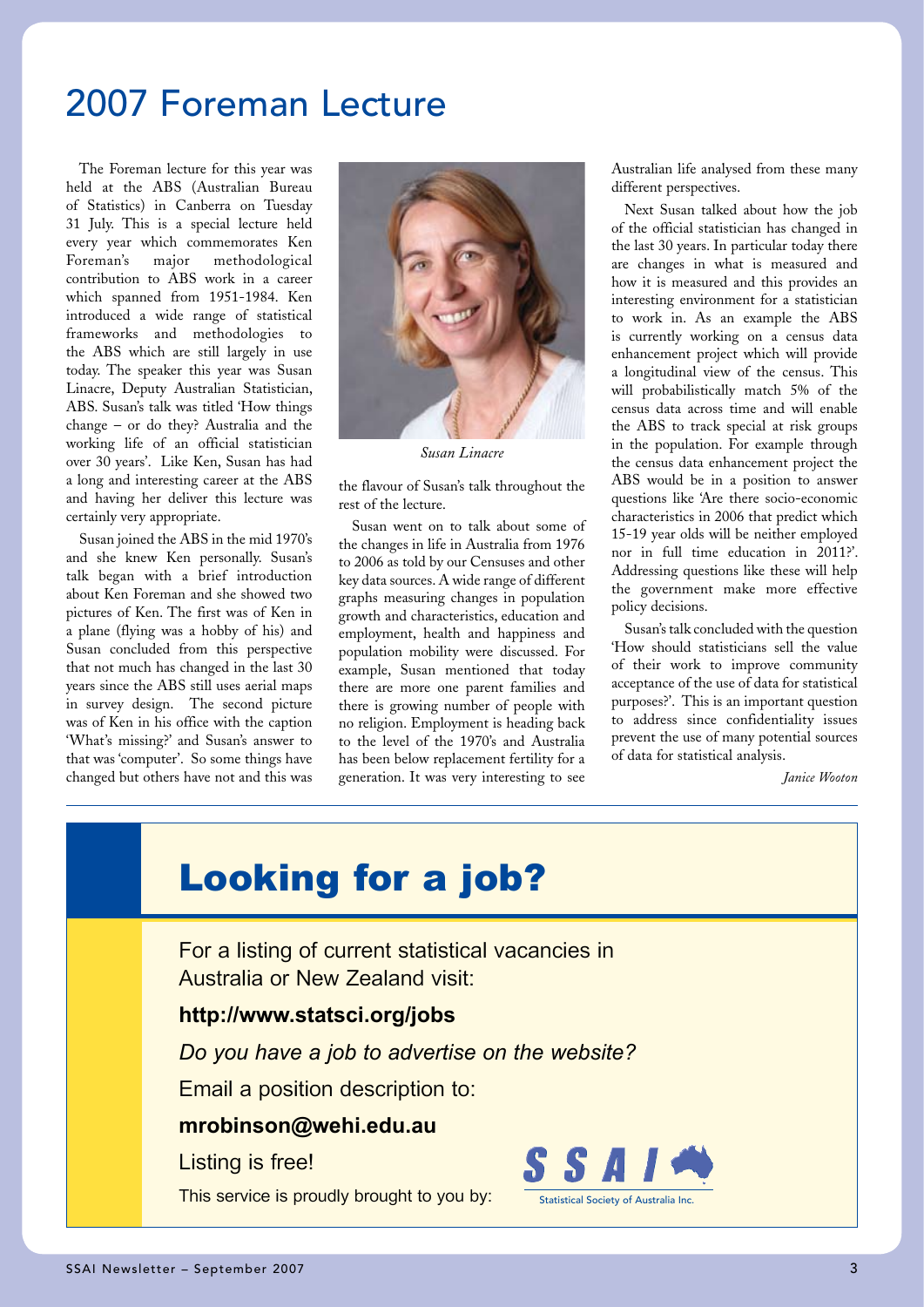# 2007 Foreman Lecture

The Foreman lecture for this year was held at the ABS (Australian Bureau of Statistics) in Canberra on Tuesday 31 July. This is a special lecture held every year which commemorates Ken Foreman's major methodological contribution to ABS work in a career which spanned from 1951-1984. Ken introduced a wide range of statistical frameworks and methodologies to the ABS which are still largely in use today. The speaker this year was Susan Linacre, Deputy Australian Statistician, ABS. Susan's talk was titled 'How things change – or do they? Australia and the working life of an official statistician over 30 years'. Like Ken, Susan has had a long and interesting career at the ABS and having her deliver this lecture was certainly very appropriate.

Susan joined the ABS in the mid 1970's and she knew Ken personally. Susan's talk began with a brief introduction about Ken Foreman and she showed two pictures of Ken. The first was of Ken in a plane (flying was a hobby of his) and Susan concluded from this perspective that not much has changed in the last 30 years since the ABS still uses aerial maps in survey design. The second picture was of Ken in his office with the caption 'What's missing?' and Susan's answer to that was 'computer'. So some things have changed but others have not and this was the flavour of Susan's talk throughout the rest of the lecture.

*Susan Linacre*

Susan went on to talk about some of the changes in life in Australia from 1976 to 2006 as told by our Censuses and other key data sources. A wide range of different graphs measuring changes in population growth and characteristics, education and employment, health and happiness and population mobility were discussed. For example, Susan mentioned that today there are more one parent families and there is growing number of people with no religion. Employment is heading back to the level of the 1970's and Australia has been below replacement fertility for a generation. It was very interesting to see Australian life analysed from these many different perspectives.

Next Susan talked about how the job of the official statistician has changed in the last 30 years. In particular today there are changes in what is measured and how it is measured and this provides an interesting environment for a statistician to work in. As an example the ABS is currently working on a census data enhancement project which will provide a longitudinal view of the census. This will probabilistically match 5% of the census data across time and will enable the ABS to track special at risk groups in the population. For example through the census data enhancement project the ABS would be in a position to answer questions like 'Are there socio-economic characteristics in 2006 that predict which 15-19 year olds will be neither employed nor in full time education in 2011?'. Addressing questions like these will help the government make more effective policy decisions.

Susan's talk concluded with the question 'How should statisticians sell the value of their work to improve community acceptance of the use of data for statistical purposes?'. This is an important question to address since confidentiality issues prevent the use of many potential sources of data for statistical analysis.

*Janice Wooton*

---

# Looking for a job?

For a listing of current statistical vacancies in Australia or New Zealand visit:

**http://www.statsci.org/jobs**

*Do you have a job to advertise on the website?*

Email a position description to:

**mrobinson@wehi.edu.au**

Listing is free!

This service is proudly brought to you by: SSAI Statistical Society of Australia Inc.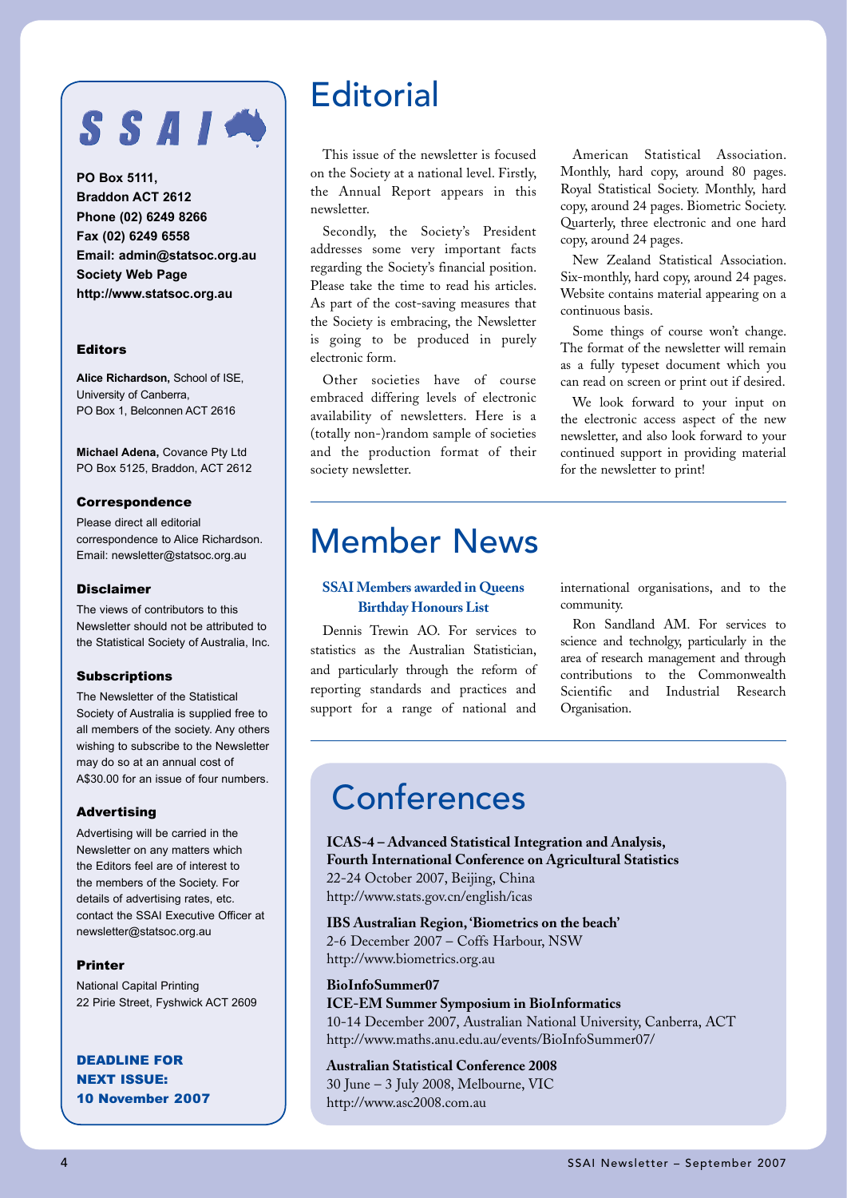# SSAI

**PO Box 5111,**
**Braddon ACT 2612**
**Phone (02) 6249 8266**
**Fax (02) 6249 6558**
**Email: admin@statsoc.org.au**
**Society Web Page**
**http://www.statsoc.org.au**

### Editors

**Alice Richardson,** School of ISE, University of Canberra, PO Box 1, Belconnen ACT 2616

**Michael Adena,** Covance Pty Ltd PO Box 5125, Braddon, ACT 2612

### Correspondence

Please direct all editorial correspondence to Alice Richardson. Email: newsletter@statsoc.org.au

### Disclaimer

The views of contributors to this Newsletter should not be attributed to the Statistical Society of Australia, Inc.

### Subscriptions

The Newsletter of the Statistical Society of Australia is supplied free to all members of the society. Any others wishing to subscribe to the Newsletter may do so at an annual cost of A$30.00 for an issue of four numbers.

### Advertising

Advertising will be carried in the Newsletter on any matters which the Editors feel are of interest to the members of the Society. For details of advertising rates, etc. contact the SSAI Executive Officer at newsletter@statsoc.org.au

### Printer

National Capital Printing
22 Pirie Street, Fyshwick ACT 2609

**DEADLINE FOR NEXT ISSUE: 10 November 2007**

# Editorial

This issue of the newsletter is focused on the Society at a national level. Firstly, the Annual Report appears in this newsletter.

Secondly, the Society's President addresses some very important facts regarding the Society's financial position. Please take the time to read his articles. As part of the cost-saving measures that the Society is embracing, the Newsletter is going to be produced in purely electronic form.

Other societies have of course embraced differing levels of electronic availability of newsletters. Here is a (totally non-)random sample of societies and the production format of their society newsletter.

American Statistical Association. Monthly, hard copy, around 80 pages. Royal Statistical Society. Monthly, hard copy, around 24 pages. Biometric Society. Quarterly, three electronic and one hard copy, around 24 pages.

New Zealand Statistical Association. Six-monthly, hard copy, around 24 pages. Website contains material appearing on a continuous basis.

Some things of course won't change. The format of the newsletter will remain as a fully typeset document which you can read on screen or print out if desired.

We look forward to your input on the electronic access aspect of the new newsletter, and also look forward to your continued support in providing material for the newsletter to print!

# Member News

### SSAI Members awarded in Queens Birthday Honours List

Dennis Trewin AO. For services to statistics as the Australian Statistician, and particularly through the reform of reporting standards and practices and support for a range of national and international organisations, and to the community.

Ron Sandland AM. For services to science and technolgy, particularly in the area of research management and through contributions to the Commonwealth Scientific and Industrial Research Organisation.

# Conferences

**ICAS-4 – Advanced Statistical Integration and Analysis, Fourth International Conference on Agricultural Statistics**
22-24 October 2007, Beijing, China
http://www.stats.gov.cn/english/icas

**IBS Australian Region, 'Biometrics on the beach'**
2-6 December 2007 – Coffs Harbour, NSW
http://www.biometrics.org.au

**BioInfoSummer07**
**ICE-EM Summer Symposium in BioInformatics**
10-14 December 2007, Australian National University, Canberra, ACT
http://www.maths.anu.edu.au/events/BioInfoSummer07/

**Australian Statistical Conference 2008**
30 June – 3 July 2008, Melbourne, VIC
http://www.asc2008.com.au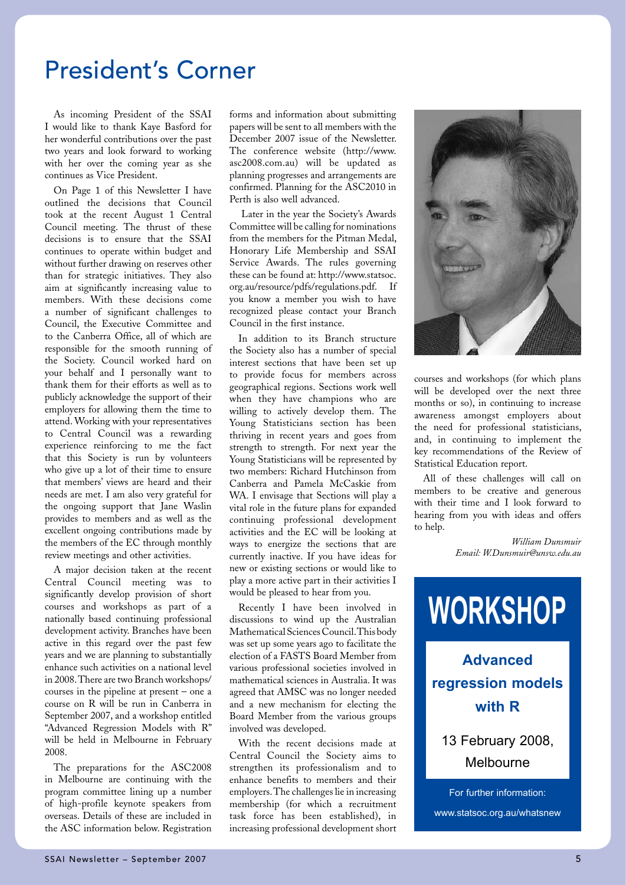# President's Corner

As incoming President of the SSAI I would like to thank Kaye Basford for her wonderful contributions over the past two years and look forward to working with her over the coming year as she continues as Vice President.

On Page 1 of this Newsletter I have outlined the decisions that Council took at the recent August 1 Central Council meeting. The thrust of these decisions is to ensure that the SSAI continues to operate within budget and without further drawing on reserves other than for strategic initiatives. They also aim at significantly increasing value to members. With these decisions come a number of significant challenges to Council, the Executive Committee and to the Canberra Office, all of which are responsible for the smooth running of the Society. Council worked hard on your behalf and I personally want to thank them for their efforts as well as to publicly acknowledge the support of their employers for allowing them the time to attend. Working with your representatives to Central Council was a rewarding experience reinforcing to me the fact that this Society is run by volunteers who give up a lot of their time to ensure that members' views are heard and their needs are met. I am also very grateful for the ongoing support that Jane Waslin provides to members and as well as the excellent ongoing contributions made by the members of the EC through monthly review meetings and other activities.

A major decision taken at the recent Central Council meeting was to significantly develop provision of short courses and workshops as part of a nationally based continuing professional development activity. Branches have been active in this regard over the past few years and we are planning to substantially enhance such activities on a national level in 2008. There are two Branch workshops/courses in the pipeline at present – one a course on R will be run in Canberra in September 2007, and a workshop entitled "Advanced Regression Models with R" will be held in Melbourne in February 2008.

The preparations for the ASC2008 in Melbourne are continuing with the program committee lining up a number of high-profile keynote speakers from overseas. Details of these are included in the ASC information below. Registration forms and information about submitting papers will be sent to all members with the December 2007 issue of the Newsletter. The conference website (http://www.asc2008.com.au) will be updated as planning progresses and arrangements are confirmed. Planning for the ASC2010 in Perth is also well advanced.

Later in the year the Society's Awards Committee will be calling for nominations from the members for the Pitman Medal, Honorary Life Membership and SSAI Service Awards. The rules governing these can be found at: http://www.statsoc.org.au/resource/pdfs/regulations.pdf. If you know a member you wish to have recognized please contact your Branch Council in the first instance.

In addition to its Branch structure the Society also has a number of special interest sections that have been set up to provide focus for members across geographical regions. Sections work well when they have champions who are willing to actively develop them. The Young Statisticians section has been thriving in recent years and goes from strength to strength. For next year the Young Statisticians will be represented by two members: Richard Hutchinson from Canberra and Pamela McCaskie from WA. I envisage that Sections will play a vital role in the future plans for expanded continuing professional development activities and the EC will be looking at ways to energize the sections that are currently inactive. If you have ideas for new or existing sections or would like to play a more active part in their activities I would be pleased to hear from you.

Recently I have been involved in discussions to wind up the Australian Mathematical Sciences Council. This body was set up some years ago to facilitate the election of a FASTS Board Member from various professional societies involved in mathematical sciences in Australia. It was agreed that AMSC was no longer needed and a new mechanism for electing the Board Member from the various groups involved was developed.

With the recent decisions made at Central Council the Society aims to strengthen its professionalism and to enhance benefits to members and their employers. The challenges lie in increasing membership (for which a recruitment task force has been established), in increasing professional development short courses and workshops (for which plans will be developed over the next three months or so), in continuing to increase awareness amongst employers about the need for professional statisticians, and, in continuing to implement the key recommendations of the Review of Statistical Education report.

All of these challenges will call on members to be creative and generous with their time and I look forward to hearing from you with ideas and offers to help.

*William Dunsmuir*
*Email: W.Dunsmuir@unsw.edu.au*

---

**WORKSHOP**

**Advanced regression models with R**

13 February 2008, Melbourne

For further information:
www.statsoc.org.au/whatsnew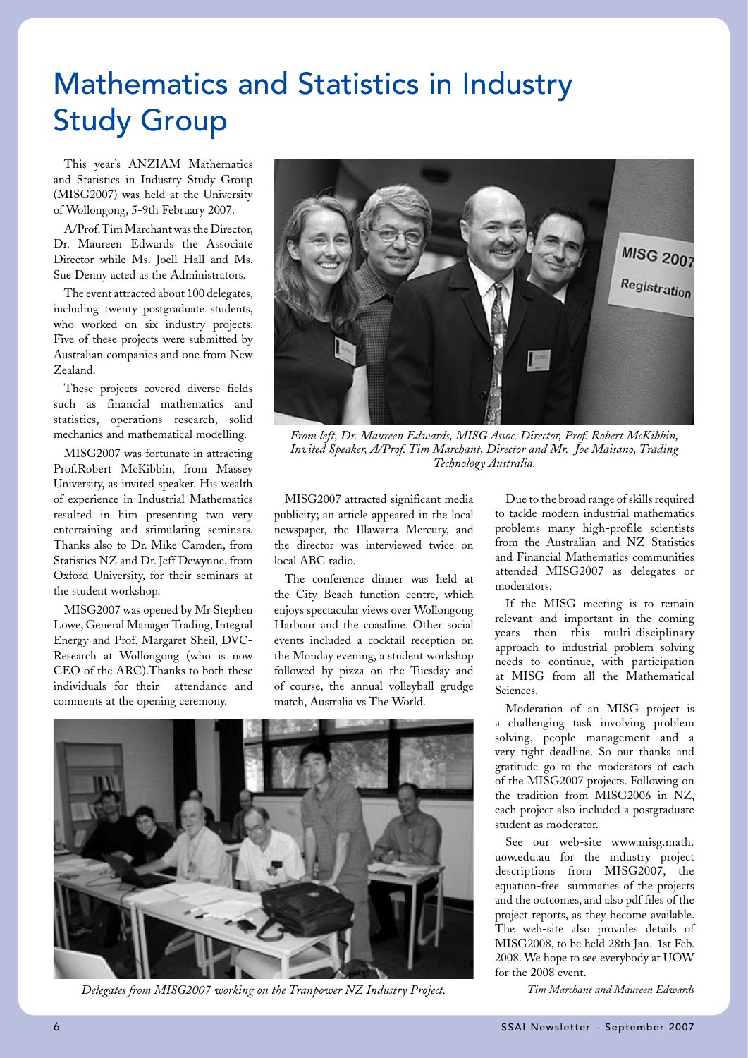# Mathematics and Statistics in Industry Study Group

This year's ANZIAM Mathematics and Statistics in Industry Study Group (MISG2007) was held at the University of Wollongong, 5-9th February 2007.

A/Prof. Tim Marchant was the Director, Dr. Maureen Edwards the Associate Director while Ms. Joell Hall and Ms. Sue Denny acted as the Administrators.

The event attracted about 100 delegates, including twenty postgraduate students, who worked on six industry projects. Five of these projects were submitted by Australian companies and one from New Zealand.

These projects covered diverse fields such as financial mathematics and statistics, operations research, solid mechanics and mathematical modelling.

MISG2007 was fortunate in attracting Prof.Robert McKibbin, from Massey University, as invited speaker. His wealth of experience in Industrial Mathematics resulted in him presenting two very entertaining and stimulating seminars. Thanks also to Dr. Mike Camden, from Statistics NZ and Dr. Jeff Dewynne, from Oxford University, for their seminars at the student workshop.

MISG2007 was opened by Mr Stephen Lowe, General Manager Trading, Integral Energy and Prof. Margaret Sheil, DVC-Research at Wollongong (who is now CEO of the ARC).Thanks to both these individuals for their attendance and comments at the opening ceremony.

*From left, Dr. Maureen Edwards, MISG Assoc. Director, Prof. Robert McKibbin, Invited Speaker, A/Prof. Tim Marchant, Director and Mr. Joe Maisano, Trading Technology Australia.*

MISG2007 attracted significant media publicity; an article appeared in the local newspaper, the Illawarra Mercury, and the director was interviewed twice on local ABC radio.

The conference dinner was held at the City Beach function centre, which enjoys spectacular views over Wollongong Harbour and the coastline. Other social events included a cocktail reception on the Monday evening, a student workshop followed by pizza on the Tuesday and of course, the annual volleyball grudge match, Australia vs The World.

Due to the broad range of skills required to tackle modern industrial mathematics problems many high-profile scientists from the Australian and NZ Statistics and Financial Mathematics communities attended MISG2007 as delegates or moderators.

If the MISG meeting is to remain relevant and important in the coming years then this multi-disciplinary approach to industrial problem solving needs to continue, with participation at MISG from all the Mathematical Sciences.

Moderation of an MISG project is a challenging task involving problem solving, people management and a very tight deadline. So our thanks and gratitude go to the moderators of each of the MISG2007 projects. Following on the tradition from MISG2006 in NZ, each project also included a postgraduate student as moderator.

See our web-site www.misg.math.uow.edu.au for the industry project descriptions from MISG2007, the equation-free summaries of the projects and the outcomes, and also pdf files of the project reports, as they become available. The web-site also provides details of MISG2008, to be held 28th Jan.-1st Feb. 2008. We hope to see everybody at UOW for the 2008 event.

*Tim Marchant and Maureen Edwards*

*Delegates from MISG2007 working on the Tranpower NZ Industry Project.*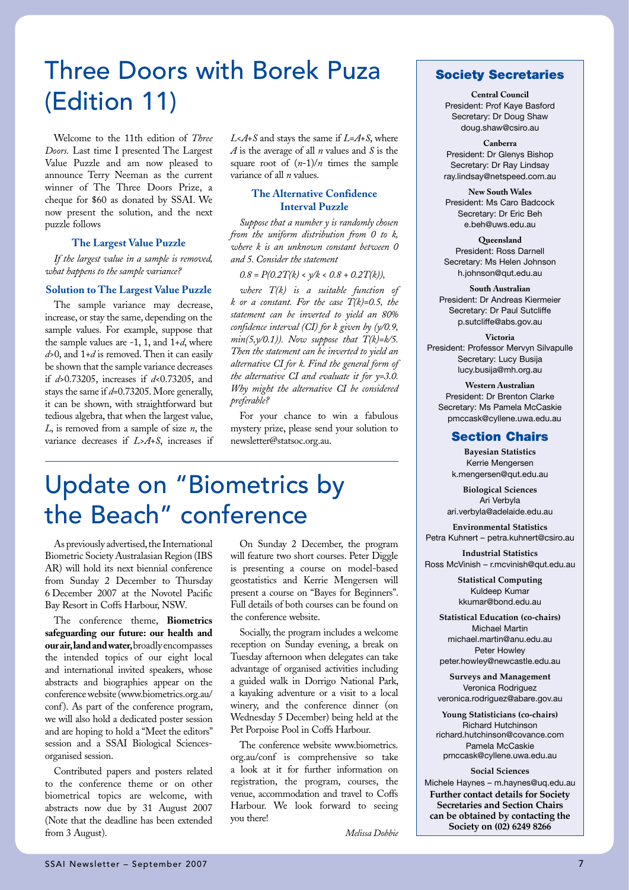# Three Doors with Borek Puza (Edition 11)

Welcome to the 11th edition of *Three Doors*. Last time I presented The Largest Value Puzzle and am now pleased to announce Terry Neeman as the current winner of The Three Doors Prize, a cheque for $60 as donated by SSAI. We now present the solution, and the next puzzle follows

### The Largest Value Puzzle

*If the largest value in a sample is removed, what happens to the sample variance?*

### Solution to The Largest Value Puzzle

The sample variance may decrease, increase, or stay the same, depending on the sample values. For example, suppose that the sample values are -1, 1, and $1+d$, where $d>0$, and $1+d$ is removed. Then it can easily be shown that the sample variance decreases if $d>0.73205$, increases if $d<0.73205$, and stays the same if $d=0.73205$. More generally, it can be shown, with straightforward but tedious algebra, that when the largest value, $L$, is removed from a sample of size $n$, the variance decreases if $L>A+S$, increases if $L<A+S$ and stays the same if $L=A+S$, where $A$ is the average of all $n$ values and $S$ is the square root of $(n-1)/n$ times the sample variance of all $n$ values.

### The Alternative Confidence Interval Puzzle

*Suppose that a number $y$ is randomly chosen from the uniform distribution from 0 to $k$, where $k$ is an unknown constant between 0 and 5. Consider the statement*

$$0.8 = P(0.2T(k) < y/k < 0.8 + 0.2T(k)),$$

*where $T(k)$ is a suitable function of $k$ or a constant. For the case $T(k)=0.5$, the statement can be inverted to yield an 80% confidence interval (CI) for $k$ given by $(y/0.9, \min(5,y/0.1))$. Now suppose that $T(k)=k/5$. Then the statement can be inverted to yield an alternative CI for $k$. Find the general form of the alternative CI and evaluate it for $y=3.0$. Why might the alternative CI be considered preferable?*

For your chance to win a fabulous mystery prize, please send your solution to newsletter@statsoc.org.au.

# Update on "Biometrics by the Beach" conference

As previously advertised, the International Biometric Society Australasian Region (IBS AR) will hold its next biennial conference from Sunday 2 December to Thursday 6 December 2007 at the Novotel Pacific Bay Resort in Coffs Harbour, NSW.

The conference theme, **Biometrics safeguarding our future: our health and our air, land and water,** broadly encompasses the intended topics of our eight local and international invited speakers, whose abstracts and biographies appear on the conference website (www.biometrics.org.au/conf). As part of the conference program, we will also hold a dedicated poster session and are hoping to hold a "Meet the editors" session and a SSAI Biological Sciences-organised session.

Contributed papers and posters related to the conference theme or on other biometrical topics are welcome, with abstracts now due by 31 August 2007 (Note that the deadline has been extended from 3 August).

On Sunday 2 December, the program will feature two short courses. Peter Diggle is presenting a course on model-based geostatistics and Kerrie Mengersen will present a course on "Bayes for Beginners". Full details of both courses can be found on the conference website.

Socially, the program includes a welcome reception on Sunday evening, a break on Tuesday afternoon when delegates can take advantage of organised activities including a guided walk in Dorrigo National Park, a kayaking adventure or a visit to a local winery, and the conference dinner (on Wednesday 5 December) being held at the Pet Porpoise Pool in Coffs Harbour.

The conference website www.biometrics.org.au/conf is comprehensive so take a look at it for further information on registration, the program, courses, the venue, accommodation and travel to Coffs Harbour. We look forward to seeing you there!

*Melissa Dobbie*

## Society Secretaries

**Central Council**
President: Prof Kaye Basford
Secretary: Dr Doug Shaw
doug.shaw@csiro.au

**Canberra**
President: Dr Glenys Bishop
Secretary: Dr Ray Lindsay
ray.lindsay@netspeed.com.au

**New South Wales**
President: Ms Caro Badcock
Secretary: Dr Eric Beh
e.beh@uws.edu.au

**Queensland**
President: Ross Darnell
Secretary: Ms Helen Johnson
h.johnson@qut.edu.au

**South Australian**
President: Dr Andreas Kiermeier
Secretary: Dr Paul Sutcliffe
p.sutcliffe@abs.gov.au

**Victoria**
President: Professor Mervyn Silvapulle
Secretary: Lucy Busija
lucy.busija@mh.org.au

**Western Australian**
President: Dr Brenton Clarke
Secretary: Ms Pamela McCaskie
pmccask@cyllene.uwa.edu.au

## Section Chairs

**Bayesian Statistics**
Kerrie Mengersen
k.mengersen@qut.edu.au

**Biological Sciences**
Ari Verbyla
ari.verbyla@adelaide.edu.au

**Environmental Statistics**
Petra Kuhnert – petra.kuhnert@csiro.au

**Industrial Statistics**
Ross McVinish – r.mcvinish@qut.edu.au

**Statistical Computing**
Kuldeep Kumar
kkumar@bond.edu.au

**Statistical Education (co-chairs)**
Michael Martin
michael.martin@anu.edu.au
Peter Howley
peter.howley@newcastle.edu.au

**Surveys and Management**
Veronica Rodriguez
veronica.rodriguez@abare.gov.au

**Young Statisticians (co-chairs)**
Richard Hutchinson
richard.hutchinson@covance.com
Pamela McCaskie
pmccask@cyllene.uwa.edu.au

**Social Sciences**
Michele Haynes – m.haynes@uq.edu.au

**Further contact details for Society Secretaries and Section Chairs can be obtained by contacting the Society on (02) 6249 8266**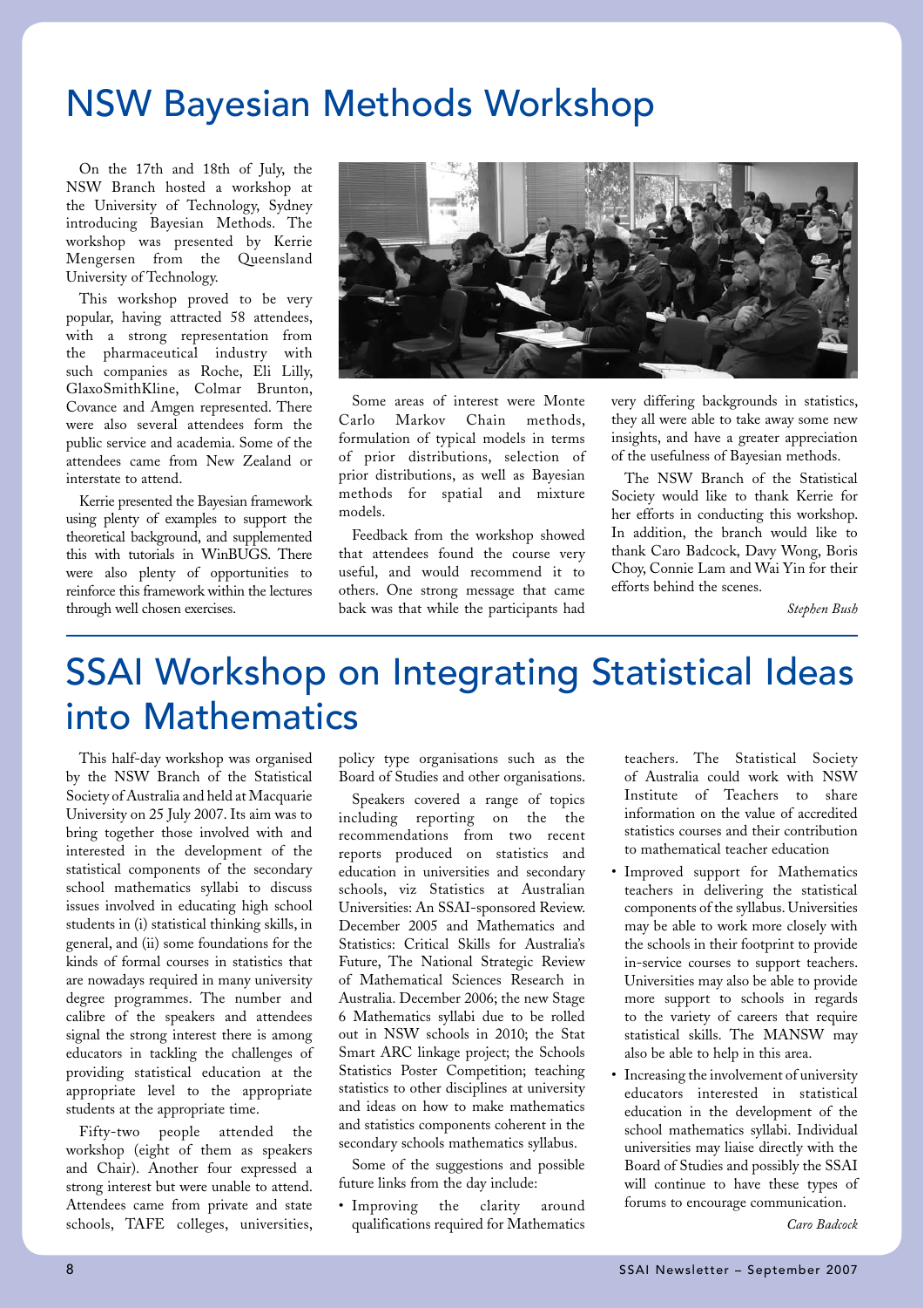# NSW Bayesian Methods Workshop

On the 17th and 18th of July, the NSW Branch hosted a workshop at the University of Technology, Sydney introducing Bayesian Methods. The workshop was presented by Kerrie Mengersen from the Queensland University of Technology.

This workshop proved to be very popular, having attracted 58 attendees, with a strong representation from the pharmaceutical industry with such companies as Roche, Eli Lilly, GlaxoSmithKline, Colmar Brunton, Covance and Amgen represented. There were also several attendees form the public service and academia. Some of the attendees came from New Zealand or interstate to attend.

Kerrie presented the Bayesian framework using plenty of examples to support the theoretical background, and supplemented this with tutorials in WinBUGS. There were also plenty of opportunities to reinforce this framework within the lectures through well chosen exercises.

Some areas of interest were Monte Carlo Markov Chain methods, formulation of typical models in terms of prior distributions, selection of prior distributions, as well as Bayesian methods for spatial and mixture models.

Feedback from the workshop showed that attendees found the course very useful, and would recommend it to others. One strong message that came back was that while the participants had very differing backgrounds in statistics, they all were able to take away some new insights, and have a greater appreciation of the usefulness of Bayesian methods.

The NSW Branch of the Statistical Society would like to thank Kerrie for her efforts in conducting this workshop. In addition, the branch would like to thank Caro Badcock, Davy Wong, Boris Choy, Connie Lam and Wai Yin for their efforts behind the scenes.

*Stephen Bush*

# SSAI Workshop on Integrating Statistical Ideas into Mathematics

This half-day workshop was organised by the NSW Branch of the Statistical Society of Australia and held at Macquarie University on 25 July 2007. Its aim was to bring together those involved with and interested in the development of the statistical components of the secondary school mathematics syllabi to discuss issues involved in educating high school students in (i) statistical thinking skills, in general, and (ii) some foundations for the kinds of formal courses in statistics that are nowadays required in many university degree programmes. The number and calibre of the speakers and attendees signal the strong interest there is among educators in tackling the challenges of providing statistical education at the appropriate level to the appropriate students at the appropriate time.

Fifty-two people attended the workshop (eight of them as speakers and Chair). Another four expressed a strong interest but were unable to attend. Attendees came from private and state schools, TAFE colleges, universities, policy type organisations such as the Board of Studies and other organisations.

Speakers covered a range of topics including reporting on the the recommendations from two recent reports produced on statistics and education in universities and secondary schools, viz Statistics at Australian Universities: An SSAI-sponsored Review. December 2005 and Mathematics and Statistics: Critical Skills for Australia's Future, The National Strategic Review of Mathematical Sciences Research in Australia. December 2006; the new Stage 6 Mathematics syllabi due to be rolled out in NSW schools in 2010; the Stat Smart ARC linkage project; the Schools Statistics Poster Competition; teaching statistics to other disciplines at university and ideas on how to make mathematics and statistics components coherent in the secondary schools mathematics syllabus.

Some of the suggestions and possible future links from the day include:

- Improving the clarity around qualifications required for Mathematics teachers. The Statistical Society of Australia could work with NSW Institute of Teachers to share information on the value of accredited statistics courses and their contribution to mathematical teacher education
- Improved support for Mathematics teachers in delivering the statistical components of the syllabus. Universities may be able to work more closely with the schools in their footprint to provide in-service courses to support teachers. Universities may also be able to provide more support to schools in regards to the variety of careers that require statistical skills. The MANSW may also be able to help in this area.
- Increasing the involvement of university educators interested in statistical education in the development of the school mathematics syllabi. Individual universities may liaise directly with the Board of Studies and possibly the SSAI will continue to have these types of forums to encourage communication.

*Caro Badcock*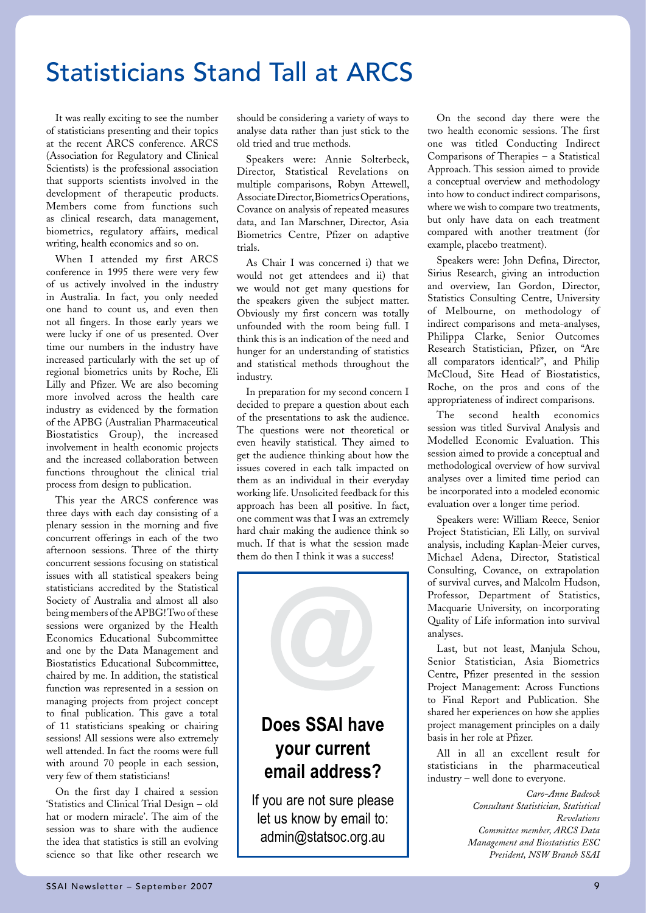# Statisticians Stand Tall at ARCS

It was really exciting to see the number of statisticians presenting and their topics at the recent ARCS conference. ARCS (Association for Regulatory and Clinical Scientists) is the professional association that supports scientists involved in the development of therapeutic products. Members come from functions such as clinical research, data management, biometrics, regulatory affairs, medical writing, health economics and so on.

When I attended my first ARCS conference in 1995 there were very few of us actively involved in the industry in Australia. In fact, you only needed one hand to count us, and even then not all fingers. In those early years we were lucky if one of us presented. Over time our numbers in the industry have increased particularly with the set up of regional biometrics units by Roche, Eli Lilly and Pfizer. We are also becoming more involved across the health care industry as evidenced by the formation of the APBG (Australian Pharmaceutical Biostatistics Group), the increased involvement in health economic projects and the increased collaboration between functions throughout the clinical trial process from design to publication.

This year the ARCS conference was three days with each day consisting of a plenary session in the morning and five concurrent offerings in each of the two afternoon sessions. Three of the thirty concurrent sessions focusing on statistical issues with all statistical speakers being statisticians accredited by the Statistical Society of Australia and almost all also being members of the APBG! Two of these sessions were organized by the Health Economics Educational Subcommittee and one by the Data Management and Biostatistics Educational Subcommittee, chaired by me. In addition, the statistical function was represented in a session on managing projects from project concept to final publication. This gave a total of 11 statisticians speaking or chairing sessions! All sessions were also extremely well attended. In fact the rooms were full with around 70 people in each session, very few of them statisticians!

On the first day I chaired a session 'Statistics and Clinical Trial Design – old hat or modern miracle'. The aim of the session was to share with the audience the idea that statistics is still an evolving science so that like other research we should be considering a variety of ways to analyse data rather than just stick to the old tried and true methods.

Speakers were: Annie Solterbeck, Director, Statistical Revelations on multiple comparisons, Robyn Attewell, Associate Director, Biometrics Operations, Covance on analysis of repeated measures data, and Ian Marschner, Director, Asia Biometrics Centre, Pfizer on adaptive trials.

As Chair I was concerned i) that we would not get attendees and ii) that we would not get many questions for the speakers given the subject matter. Obviously my first concern was totally unfounded with the room being full. I think this is an indication of the need and hunger for an understanding of statistics and statistical methods throughout the industry.

In preparation for my second concern I decided to prepare a question about each of the presentations to ask the audience. The questions were not theoretical or even heavily statistical. They aimed to get the audience thinking about how the issues covered in each talk impacted on them as an individual in their everyday working life. Unsolicited feedback for this approach has been all positive. In fact, one comment was that I was an extremely hard chair making the audience think so much. If that is what the session made them do then I think it was a success!

On the second day there were the two health economic sessions. The first one was titled Conducting Indirect Comparisons of Therapies – a Statistical Approach. This session aimed to provide a conceptual overview and methodology into how to conduct indirect comparisons, where we wish to compare two treatments, but only have data on each treatment compared with another treatment (for example, placebo treatment).

Speakers were: John Defina, Director, Sirius Research, giving an introduction and overview, Ian Gordon, Director, Statistics Consulting Centre, University of Melbourne, on methodology of indirect comparisons and meta-analyses, Philippa Clarke, Senior Outcomes Research Statistician, Pfizer, on "Are all comparators identical?", and Philip McCloud, Site Head of Biostatistics, Roche, on the pros and cons of the appropriateness of indirect comparisons.

The second health economics session was titled Survival Analysis and Modelled Economic Evaluation. This session aimed to provide a conceptual and methodological overview of how survival analyses over a limited time period can be incorporated into a modeled economic evaluation over a longer time period.

Speakers were: William Reece, Senior Project Statistician, Eli Lilly, on survival analysis, including Kaplan-Meier curves, Michael Adena, Director, Statistical Consulting, Covance, on extrapolation of survival curves, and Malcolm Hudson, Professor, Department of Statistics, Macquarie University, on incorporating Quality of Life information into survival analyses.

Last, but not least, Manjula Schou, Senior Statistician, Asia Biometrics Centre, Pfizer presented in the session Project Management: Across Functions to Final Report and Publication. She shared her experiences on how she applies project management principles on a daily basis in her role at Pfizer.

All in all an excellent result for statisticians in the pharmaceutical industry – well done to everyone.

*Caro-Anne Badcock*
*Consultant Statistician, Statistical Revelations*
*Committee member, ARCS Data Management and Biostatistics ESC*
*President, NSW Branch SSAI*

---

**Does SSAI have your current email address?**

If you are not sure please let us know by email to: admin@statsoc.org.au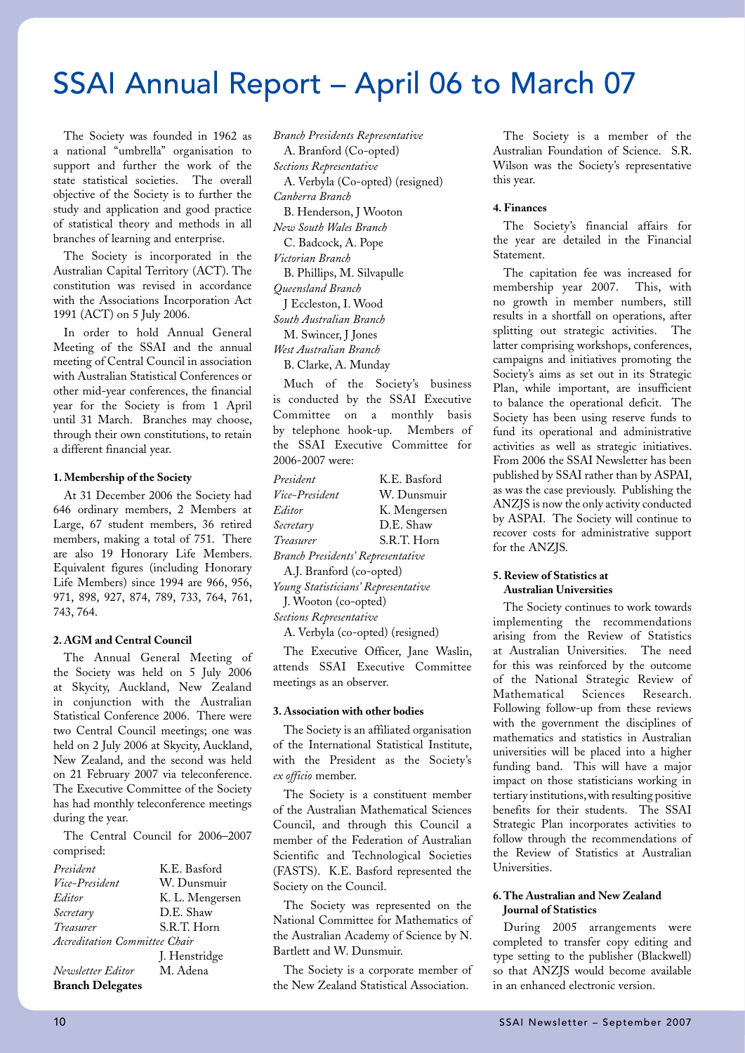# SSAI Annual Report – April 06 to March 07

The Society was founded in 1962 as a national "umbrella" organisation to support and further the work of the state statistical societies. The overall objective of the Society is to further the study and application and good practice of statistical theory and methods in all branches of learning and enterprise.

The Society is incorporated in the Australian Capital Territory (ACT). The constitution was revised in accordance with the Associations Incorporation Act 1991 (ACT) on 5 July 2006.

In order to hold Annual General Meeting of the SSAI and the annual meeting of Central Council in association with Australian Statistical Conferences or other mid-year conferences, the financial year for the Society is from 1 April until 31 March. Branches may choose, through their own constitutions, to retain a different financial year.

**1. Membership of the Society**

At 31 December 2006 the Society had 646 ordinary members, 2 Members at Large, 67 student members, 36 retired members, making a total of 751. There are also 19 Honorary Life Members. Equivalent figures (including Honorary Life Members) since 1994 are 966, 956, 971, 898, 927, 874, 789, 733, 764, 761, 743, 764.

**2. AGM and Central Council**

The Annual General Meeting of the Society was held on 5 July 2006 at Skycity, Auckland, New Zealand in conjunction with the Australian Statistical Conference 2006. There were two Central Council meetings; one was held on 2 July 2006 at Skycity, Auckland, New Zealand, and the second was held on 21 February 2007 via teleconference. The Executive Committee of the Society has had monthly teleconference meetings during the year.

The Central Council for 2006–2007 comprised:

| | |
|---|---|
| *President* | K.E. Basford |
| *Vice-President* | W. Dunsmuir |
| *Editor* | K. L. Mengersen |
| *Secretary* | D.E. Shaw |
| *Treasurer* | S.R.T. Horn |
| *Accreditation Committee Chair* | J. Henstridge |
| *Newsletter Editor* | M. Adena |

**Branch Delegates**

*Branch Presidents Representative*
A. Branford (Co-opted)
*Sections Representative*
A. Verbyla (Co-opted) (resigned)
*Canberra Branch*
B. Henderson, J Wooton
*New South Wales Branch*
C. Badcock, A. Pope
*Victorian Branch*
B. Phillips, M. Silvapulle
*Queensland Branch*
J Eccleston, I. Wood
*South Australian Branch*
M. Swincer, J Jones
*West Australian Branch*
B. Clarke, A. Munday

Much of the Society's business is conducted by the SSAI Executive Committee on a monthly basis by telephone hook-up. Members of the SSAI Executive Committee for 2006-2007 were:

| | |
|---|---|
| *President* | K.E. Basford |
| *Vice-President* | W. Dunsmuir |
| *Editor* | K. Mengersen |
| *Secretary* | D.E. Shaw |
| *Treasurer* | S.R.T. Horn |

*Branch Presidents' Representative*
A.J. Branford (co-opted)
*Young Statisticians' Representative*
J. Wooton (co-opted)
*Sections Representative*
A. Verbyla (co-opted) (resigned)

The Executive Officer, Jane Waslin, attends SSAI Executive Committee meetings as an observer.

**3. Association with other bodies**

The Society is an affiliated organisation of the International Statistical Institute, with the President as the Society's *ex officio* member.

The Society is a constituent member of the Australian Mathematical Sciences Council, and through this Council a member of the Federation of Australian Scientific and Technological Societies (FASTS). K.E. Basford represented the Society on the Council.

The Society was represented on the National Committee for Mathematics of the Australian Academy of Science by N. Bartlett and W. Dunsmuir.

The Society is a corporate member of the New Zealand Statistical Association.

The Society is a member of the Australian Foundation of Science. S.R. Wilson was the Society's representative this year.

**4. Finances**

The Society's financial affairs for the year are detailed in the Financial Statement.

The capitation fee was increased for membership year 2007. This, with no growth in member numbers, still results in a shortfall on operations, after splitting out strategic activities. The latter comprising workshops, conferences, campaigns and initiatives promoting the Society's aims as set out in its Strategic Plan, while important, are insufficient to balance the operational deficit. The Society has been using reserve funds to fund its operational and administrative activities as well as strategic initiatives. From 2006 the SSAI Newsletter has been published by SSAI rather than by ASPAI, as was the case previously. Publishing the ANZJS is now the only activity conducted by ASPAI. The Society will continue to recover costs for administrative support for the ANZJS.

**5. Review of Statistics at Australian Universities**

The Society continues to work towards implementing the recommendations arising from the Review of Statistics at Australian Universities. The need for this was reinforced by the outcome of the National Strategic Review of Mathematical Sciences Research. Following follow-up from these reviews with the government the disciplines of mathematics and statistics in Australian universities will be placed into a higher funding band. This will have a major impact on those statisticians working in tertiary institutions, with resulting positive benefits for their students. The SSAI Strategic Plan incorporates activities to follow through the recommendations of the Review of Statistics at Australian Universities.

**6. The Australian and New Zealand Journal of Statistics**

During 2005 arrangements were completed to transfer copy editing and type setting to the publisher (Blackwell) so that ANZJS would become available in an enhanced electronic version.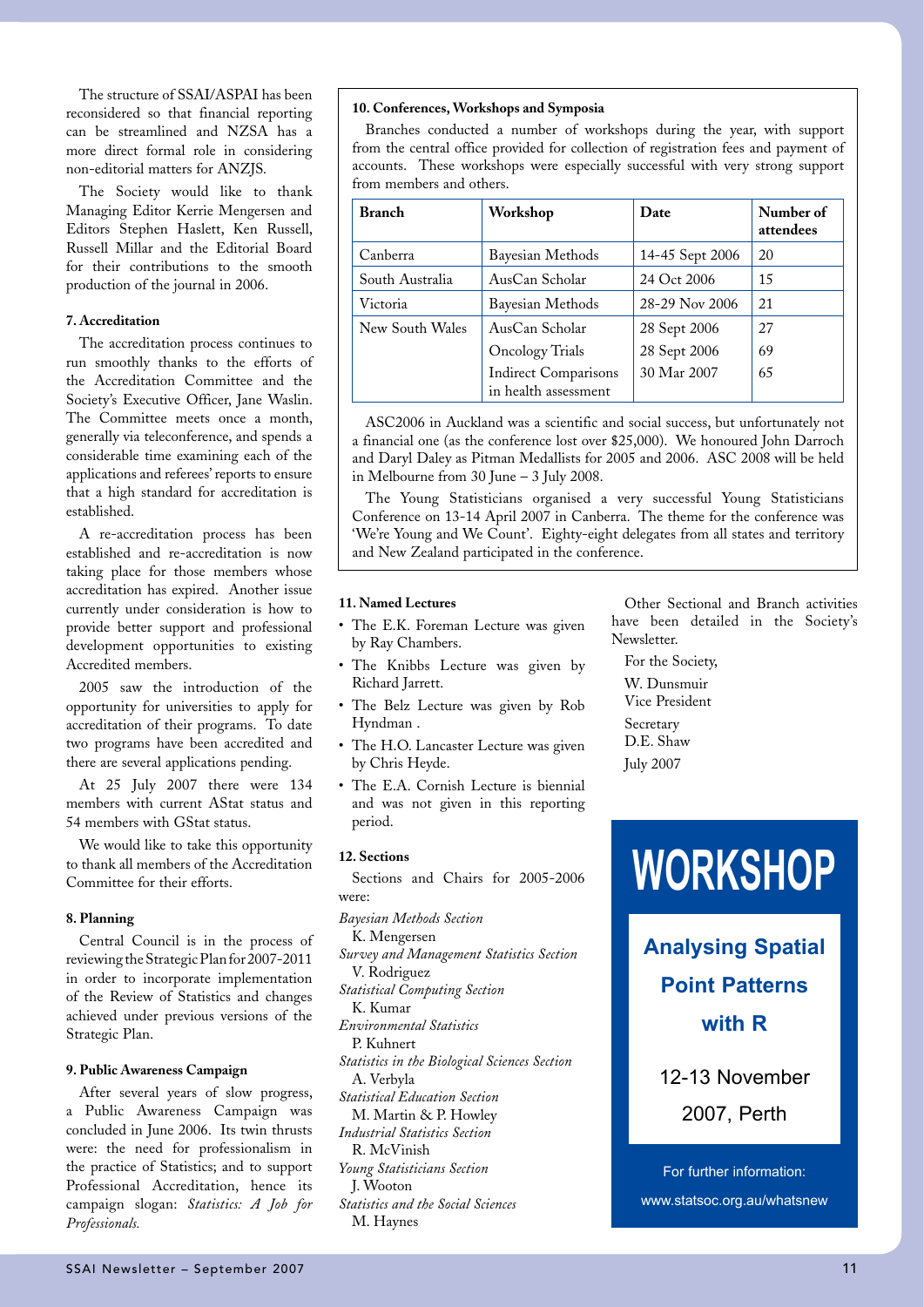The structure of SSAI/ASPAI has been reconsidered so that financial reporting can be streamlined and NZSA has a more direct formal role in considering non-editorial matters for ANZJS.

The Society would like to thank Managing Editor Kerrie Mengersen and Editors Stephen Haslett, Ken Russell, Russell Millar and the Editorial Board for their contributions to the smooth production of the journal in 2006.

#### 7. Accreditation

The accreditation process continues to run smoothly thanks to the efforts of the Accreditation Committee and the Society's Executive Officer, Jane Waslin. The Committee meets once a month, generally via teleconference, and spends a considerable time examining each of the applications and referees' reports to ensure that a high standard for accreditation is established.

A re-accreditation process has been established and re-accreditation is now taking place for those members whose accreditation has expired. Another issue currently under consideration is how to provide better support and professional development opportunities to existing Accredited members.

2005 saw the introduction of the opportunity for universities to apply for accreditation of their programs. To date two programs have been accredited and there are several applications pending.

At 25 July 2007 there were 134 members with current AStat status and 54 members with GStat status.

We would like to take this opportunity to thank all members of the Accreditation Committee for their efforts.

#### 8. Planning

Central Council is in the process of reviewing the Strategic Plan for 2007-2011 in order to incorporate implementation of the Review of Statistics and changes achieved under previous versions of the Strategic Plan.

#### 9. Public Awareness Campaign

After several years of slow progress, a Public Awareness Campaign was concluded in June 2006. Its twin thrusts were: the need for professionalism in the practice of Statistics; and to support Professional Accreditation, hence its campaign slogan: *Statistics: A Job for Professionals.*

#### 10. Conferences, Workshops and Symposia

Branches conducted a number of workshops during the year, with support from the central office provided for collection of registration fees and payment of accounts. These workshops were especially successful with very strong support from members and others.

| Branch | Workshop | Date | Number of attendees |
|---|---|---|---|
| Canberra | Bayesian Methods | 14-45 Sept 2006 | 20 |
| South Australia | AusCan Scholar | 24 Oct 2006 | 15 |
| Victoria | Bayesian Methods | 28-29 Nov 2006 | 21 |
| New South Wales | AusCan Scholar | 28 Sept 2006 | 27 |
| | Oncology Trials | 28 Sept 2006 | 69 |
| | Indirect Comparisons in health assessment | 30 Mar 2007 | 65 |

ASC2006 in Auckland was a scientific and social success, but unfortunately not a financial one (as the conference lost over $25,000). We honoured John Darroch and Daryl Daley as Pitman Medallists for 2005 and 2006. ASC 2008 will be held in Melbourne from 30 June – 3 July 2008.

The Young Statisticians organised a very successful Young Statisticians Conference on 13-14 April 2007 in Canberra. The theme for the conference was 'We're Young and We Count'. Eighty-eight delegates from all states and territory and New Zealand participated in the conference.

#### 11. Named Lectures

- The E.K. Foreman Lecture was given by Ray Chambers.
- The Knibbs Lecture was given by Richard Jarrett.
- The Belz Lecture was given by Rob Hyndman .
- The H.O. Lancaster Lecture was given by Chris Heyde.
- The E.A. Cornish Lecture is biennial and was not given in this reporting period.

#### 12. Sections

Sections and Chairs for 2005-2006 were:

*Bayesian Methods Section*
K. Mengersen

*Survey and Management Statistics Section*
V. Rodriguez

*Statistical Computing Section*
K. Kumar

*Environmental Statistics*
P. Kuhnert

*Statistics in the Biological Sciences Section*
A. Verbyla

*Statistical Education Section*
M. Martin & P. Howley

*Industrial Statistics Section*
R. McVinish

*Young Statisticians Section*
J. Wooton

*Statistics and the Social Sciences*
M. Haynes

Other Sectional and Branch activities have been detailed in the Society's Newsletter.

For the Society,

W. Dunsmuir
Vice President

Secretary
D.E. Shaw

July 2007

## WORKSHOP

**Analysing Spatial Point Patterns with R**

12-13 November 2007, Perth

For further information:
www.statsoc.org.au/whatsnew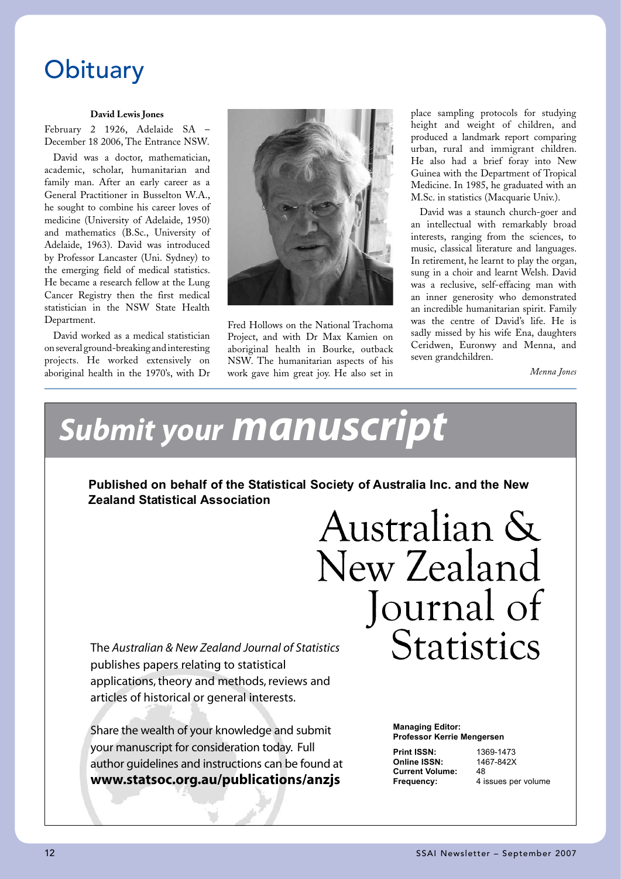# Obituary

**David Lewis Jones**

February 2 1926, Adelaide SA – December 18 2006, The Entrance NSW.

David was a doctor, mathematician, academic, scholar, humanitarian and family man. After an early career as a General Practitioner in Busselton W.A., he sought to combine his career loves of medicine (University of Adelaide, 1950) and mathematics (B.Sc., University of Adelaide, 1963). David was introduced by Professor Lancaster (Uni. Sydney) to the emerging field of medical statistics. He became a research fellow at the Lung Cancer Registry then the first medical statistician in the NSW State Health Department.

David worked as a medical statistician on several ground-breaking and interesting projects. He worked extensively on aboriginal health in the 1970's, with Dr Fred Hollows on the National Trachoma Project, and with Dr Max Kamien on aboriginal health in Bourke, outback NSW. The humanitarian aspects of his work gave him great joy. He also set in place sampling protocols for studying height and weight of children, and produced a landmark report comparing urban, rural and immigrant children. He also had a brief foray into New Guinea with the Department of Tropical Medicine. In 1985, he graduated with an M.Sc. in statistics (Macquarie Univ.).

David was a staunch church-goer and an intellectual with remarkably broad interests, ranging from the sciences, to music, classical literature and languages. In retirement, he learnt to play the organ, sung in a choir and learnt Welsh. David was a reclusive, self-effacing man with an inner generosity who demonstrated an incredible humanitarian spirit. Family was the centre of David's life. He is sadly missed by his wife Ena, daughters Ceridwen, Euronwy and Menna, and seven grandchildren.

*Menna Jones*

---

# *Submit your manuscript*

**Published on behalf of the Statistical Society of Australia Inc. and the New Zealand Statistical Association**

## Australian & New Zealand Journal of Statistics

The *Australian & New Zealand Journal of Statistics* publishes papers relating to statistical applications, theory and methods, reviews and articles of historical or general interests.

Share the wealth of your knowledge and submit your manuscript for consideration today. Full author guidelines and instructions can be found at **www.statsoc.org.au/publications/anzjs**

**Managing Editor:**
**Professor Kerrie Mengersen**

| | |
|---|---|
| **Print ISSN:** | 1369-1473 |
| **Online ISSN:** | 1467-842X |
| **Current Volume:** | 48 |
| **Frequency:** | 4 issues per volume |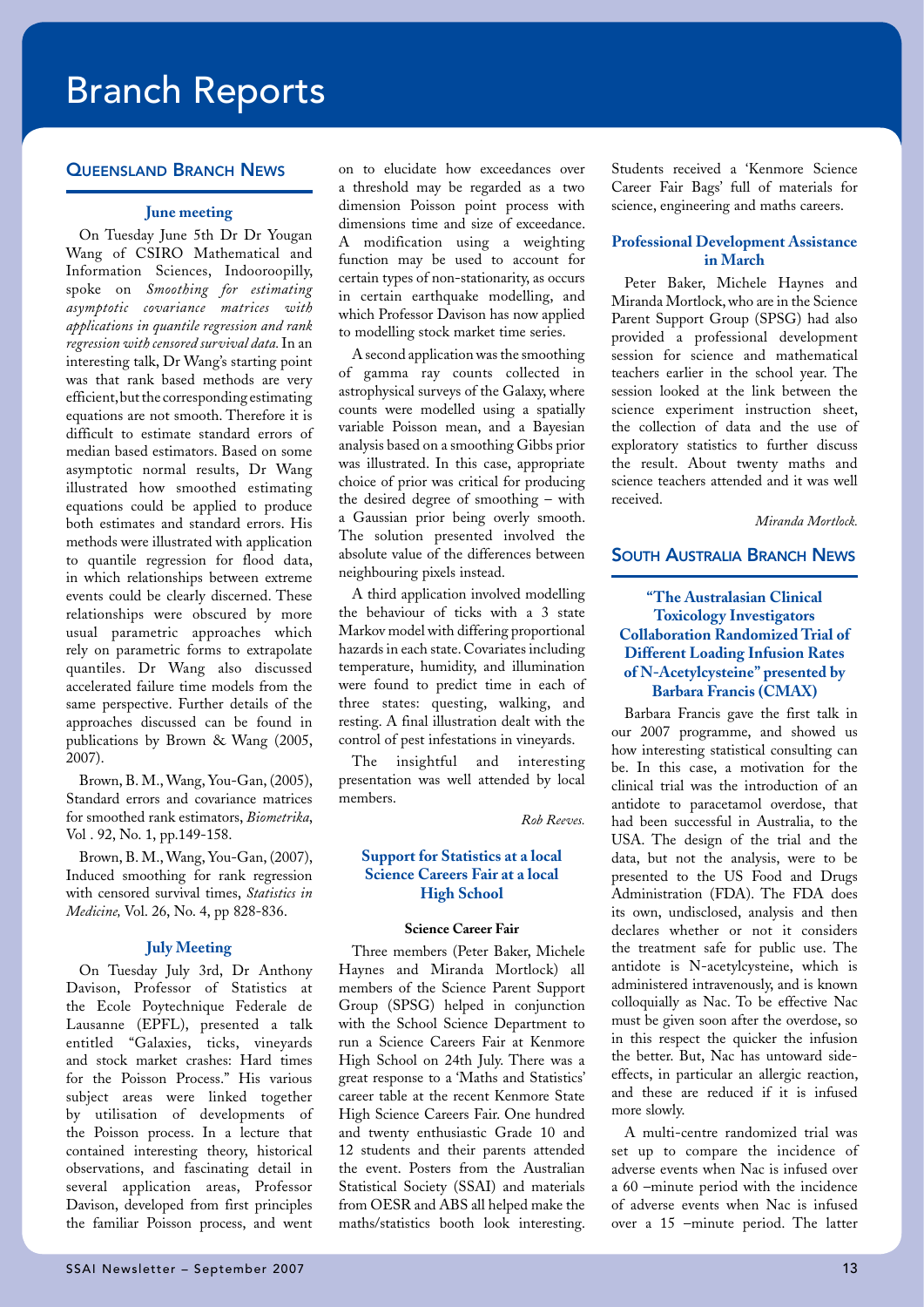# Branch Reports

## Queensland Branch News

### June meeting

On Tuesday June 5th Dr Dr Yougan Wang of CSIRO Mathematical and Information Sciences, Indooroopilly, spoke on *Smoothing for estimating asymptotic covariance matrices with applications in quantile regression and rank regression with censored survival data.* In an interesting talk, Dr Wang's starting point was that rank based methods are very efficient, but the corresponding estimating equations are not smooth. Therefore it is difficult to estimate standard errors of median based estimators. Based on some asymptotic normal results, Dr Wang illustrated how smoothed estimating equations could be applied to produce both estimates and standard errors. His methods were illustrated with application to quantile regression for flood data, in which relationships between extreme events could be clearly discerned. These relationships were obscured by more usual parametric approaches which rely on parametric forms to extrapolate quantiles. Dr Wang also discussed accelerated failure time models from the same perspective. Further details of the approaches discussed can be found in publications by Brown & Wang (2005, 2007).

Brown, B. M., Wang, You-Gan, (2005), Standard errors and covariance matrices for smoothed rank estimators, *Biometrika*, Vol . 92, No. 1, pp.149-158.

Brown, B. M., Wang, You-Gan, (2007), Induced smoothing for rank regression with censored survival times, *Statistics in Medicine,* Vol. 26, No. 4, pp 828-836.

### July Meeting

On Tuesday July 3rd, Dr Anthony Davison, Professor of Statistics at the Ecole Poytechnique Federale de Lausanne (EPFL), presented a talk entitled "Galaxies, ticks, vineyards and stock market crashes: Hard times for the Poisson Process." His various subject areas were linked together by utilisation of developments of the Poisson process. In a lecture that contained interesting theory, historical observations, and fascinating detail in several application areas, Professor Davison, developed from first principles the familiar Poisson process, and went on to elucidate how exceedances over a threshold may be regarded as a two dimension Poisson point process with dimensions time and size of exceedance. A modification using a weighting function may be used to account for certain types of non-stationarity, as occurs in certain earthquake modelling, and which Professor Davison has now applied to modelling stock market time series.

A second application was the smoothing of gamma ray counts collected in astrophysical surveys of the Galaxy, where counts were modelled using a spatially variable Poisson mean, and a Bayesian analysis based on a smoothing Gibbs prior was illustrated. In this case, appropriate choice of prior was critical for producing the desired degree of smoothing – with a Gaussian prior being overly smooth. The solution presented involved the absolute value of the differences between neighbouring pixels instead.

A third application involved modelling the behaviour of ticks with a 3 state Markov model with differing proportional hazards in each state. Covariates including temperature, humidity, and illumination were found to predict time in each of three states: questing, walking, and resting. A final illustration dealt with the control of pest infestations in vineyards.

The insightful and interesting presentation was well attended by local members.

*Rob Reeves.*

### Support for Statistics at a local Science Careers Fair at a local High School

**Science Career Fair**

Three members (Peter Baker, Michele Haynes and Miranda Mortlock) all members of the Science Parent Support Group (SPSG) helped in conjunction with the School Science Department to run a Science Careers Fair at Kenmore High School on 24th July. There was a great response to a 'Maths and Statistics' career table at the recent Kenmore State High Science Careers Fair. One hundred and twenty enthusiastic Grade 10 and 12 students and their parents attended the event. Posters from the Australian Statistical Society (SSAI) and materials from OESR and ABS all helped make the maths/statistics booth look interesting. Students received a 'Kenmore Science Career Fair Bags' full of materials for science, engineering and maths careers.

### Professional Development Assistance in March

Peter Baker, Michele Haynes and Miranda Mortlock, who are in the Science Parent Support Group (SPSG) had also provided a professional development session for science and mathematical teachers earlier in the school year. The session looked at the link between the science experiment instruction sheet, the collection of data and the use of exploratory statistics to further discuss the result. About twenty maths and science teachers attended and it was well received.

*Miranda Mortlock.*

## South Australia Branch News

### "The Australasian Clinical Toxicology Investigators Collaboration Randomized Trial of Different Loading Infusion Rates of N-Acetylcysteine" presented by Barbara Francis (CMAX)

Barbara Francis gave the first talk in our 2007 programme, and showed us how interesting statistical consulting can be. In this case, a motivation for the clinical trial was the introduction of an antidote to paracetamol overdose, that had been successful in Australia, to the USA. The design of the trial and the data, but not the analysis, were to be presented to the US Food and Drugs Administration (FDA). The FDA does its own, undisclosed, analysis and then declares whether or not it considers the treatment safe for public use. The antidote is N-acetylcysteine, which is administered intravenously, and is known colloquially as Nac. To be effective Nac must be given soon after the overdose, so in this respect the quicker the infusion the better. But, Nac has untoward side-effects, in particular an allergic reaction, and these are reduced if it is infused more slowly.

A multi-centre randomized trial was set up to compare the incidence of adverse events when Nac is infused over a 60 –minute period with the incidence of adverse events when Nac is infused over a 15 –minute period. The latter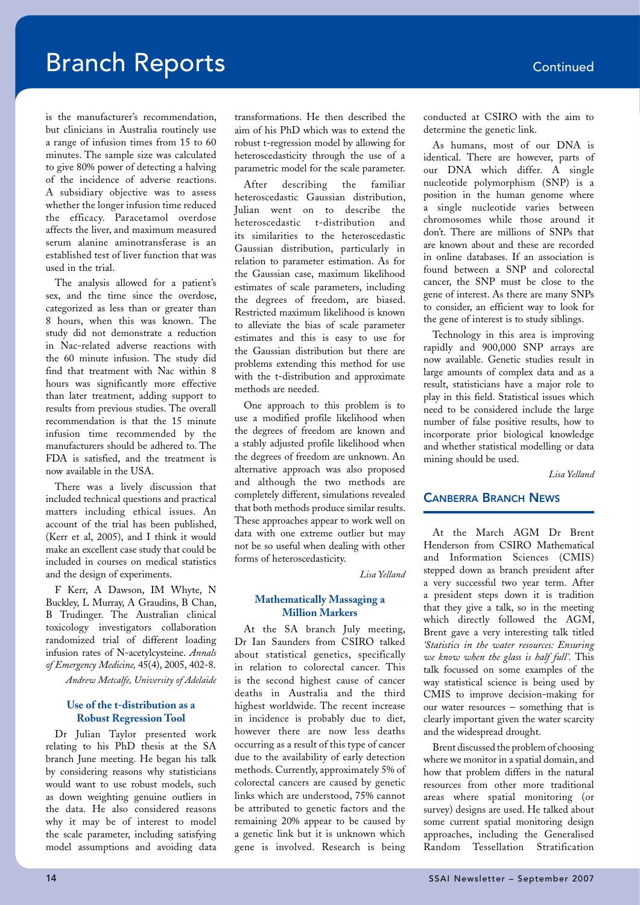is the manufacturer's recommendation, but clinicians in Australia routinely use a range of infusion times from 15 to 60 minutes. The sample size was calculated to give 80% power of detecting a halving of the incidence of adverse reactions. A subsidiary objective was to assess whether the longer infusion time reduced the efficacy. Paracetamol overdose affects the liver, and maximum measured serum alanine aminotransferase is an established test of liver function that was used in the trial.

The analysis allowed for a patient's sex, and the time since the overdose, categorized as less than or greater than 8 hours, when this was known. The study did not demonstrate a reduction in Nac-related adverse reactions with the 60 minute infusion. The study did find that treatment with Nac within 8 hours was significantly more effective than later treatment, adding support to results from previous studies. The overall recommendation is that the 15 minute infusion time recommended by the manufacturers should be adhered to. The FDA is satisfied, and the treatment is now available in the USA.

There was a lively discussion that included technical questions and practical matters including ethical issues. An account of the trial has been published, (Kerr et al, 2005), and I think it would make an excellent case study that could be included in courses on medical statistics and the design of experiments.

F Kerr, A Dawson, IM Whyte, N Buckley, L Murray, A Graudins, B Chan, B Trudinger. The Australian clinical toxicology investigators collaboration randomized trial of different loading infusion rates of N-acetylcysteine. *Annals of Emergency Medicine,* 45(4), 2005, 402-8.

*Andrew Metcalfe, University of Adelaide*

### Use of the t-distribution as a Robust Regression Tool

Dr Julian Taylor presented work relating to his PhD thesis at the SA branch June meeting. He began his talk by considering reasons why statisticians would want to use robust models, such as down weighting genuine outliers in the data. He also considered reasons why it may be of interest to model the scale parameter, including satisfying model assumptions and avoiding data transformations. He then described the aim of his PhD which was to extend the robust t-regression model by allowing for heteroscedasticity through the use of a parametric model for the scale parameter.

After describing the familiar heteroscedastic Gaussian distribution, Julian went on to describe the heteroscedastic t-distribution and its similarities to the heteroscedastic Gaussian distribution, particularly in relation to parameter estimation. As for the Gaussian case, maximum likelihood estimates of scale parameters, including the degrees of freedom, are biased. Restricted maximum likelihood is known to alleviate the bias of scale parameter estimates and this is easy to use for the Gaussian distribution but there are problems extending this method for use with the t-distribution and approximate methods are needed.

One approach to this problem is to use a modified profile likelihood when the degrees of freedom are known and a stably adjusted profile likelihood when the degrees of freedom are unknown. An alternative approach was also proposed and although the two methods are completely different, simulations revealed that both methods produce similar results. These approaches appear to work well on data with one extreme outlier but may not be so useful when dealing with other forms of heteroscedasticity.

*Lisa Yelland*

### Mathematically Massaging a Million Markers

At the SA branch July meeting, Dr Ian Saunders from CSIRO talked about statistical genetics, specifically in relation to colorectal cancer. This is the second highest cause of cancer deaths in Australia and the third highest worldwide. The recent increase in incidence is probably due to diet, however there are now less deaths occurring as a result of this type of cancer due to the availability of early detection methods. Currently, approximately 5% of colorectal cancers are caused by genetic links which are understood, 75% cannot be attributed to genetic factors and the remaining 20% appear to be caused by a genetic link but it is unknown which gene is involved. Research is being conducted at CSIRO with the aim to determine the genetic link.

As humans, most of our DNA is identical. There are however, parts of our DNA which differ. A single nucleotide polymorphism (SNP) is a position in the human genome where a single nucleotide varies between chromosomes while those around it don't. There are millions of SNPs that are known about and these are recorded in online databases. If an association is found between a SNP and colorectal cancer, the SNP must be close to the gene of interest. As there are many SNPs to consider, an efficient way to look for the gene of interest is to study siblings.

Technology in this area is improving rapidly and 900,000 SNP arrays are now available. Genetic studies result in large amounts of complex data and as a result, statisticians have a major role to play in this field. Statistical issues which need to be considered include the large number of false positive results, how to incorporate prior biological knowledge and whether statistical modelling or data mining should be used.

*Lisa Yelland*

## Canberra Branch News

At the March AGM Dr Brent Henderson from CSIRO Mathematical and Information Sciences (CMIS) stepped down as branch president after a very successful two year term. After a president steps down it is tradition that they give a talk, so in the meeting which directly followed the AGM, Brent gave a very interesting talk titled *'Statistics in the water resources: Ensuring we know when the glass is half full'.* This talk focussed on some examples of the way statistical science is being used by CMIS to improve decision-making for our water resources – something that is clearly important given the water scarcity and the widespread drought.

Brent discussed the problem of choosing where we monitor in a spatial domain, and how that problem differs in the natural resources from other more traditional areas where spatial monitoring (or survey) designs are used. He talked about some current spatial monitoring design approaches, including the Generalised Random Tessellation Stratification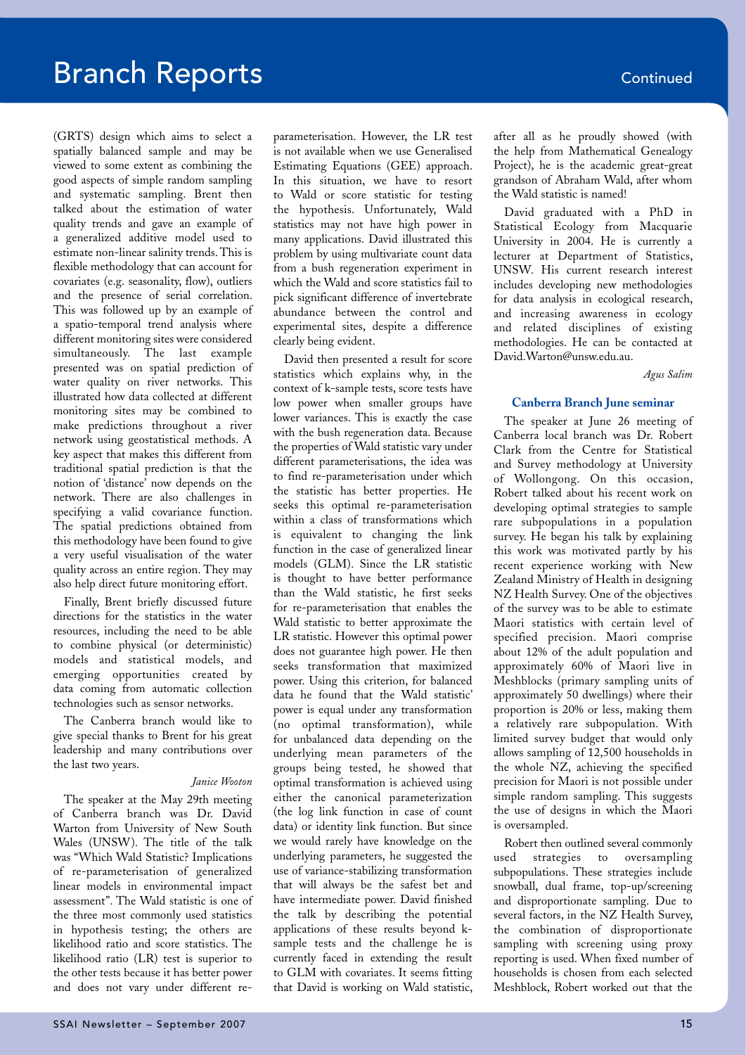# Branch Reports

(GRTS) design which aims to select a spatially balanced sample and may be viewed to some extent as combining the good aspects of simple random sampling and systematic sampling. Brent then talked about the estimation of water quality trends and gave an example of a generalized additive model used to estimate non-linear salinity trends. This is flexible methodology that can account for covariates (e.g. seasonality, flow), outliers and the presence of serial correlation. This was followed up by an example of a spatio-temporal trend analysis where different monitoring sites were considered simultaneously. The last example presented was on spatial prediction of water quality on river networks. This illustrated how data collected at different monitoring sites may be combined to make predictions throughout a river network using geostatistical methods. A key aspect that makes this different from traditional spatial prediction is that the notion of 'distance' now depends on the network. There are also challenges in specifying a valid covariance function. The spatial predictions obtained from this methodology have been found to give a very useful visualisation of the water quality across an entire region. They may also help direct future monitoring effort.

Finally, Brent briefly discussed future directions for the statistics in the water resources, including the need to be able to combine physical (or deterministic) models and statistical models, and emerging opportunities created by data coming from automatic collection technologies such as sensor networks.

The Canberra branch would like to give special thanks to Brent for his great leadership and many contributions over the last two years.

*Janice Wooton*

The speaker at the May 29th meeting of Canberra branch was Dr. David Warton from University of New South Wales (UNSW). The title of the talk was "Which Wald Statistic? Implications of re-parameterisation of generalized linear models in environmental impact assessment". The Wald statistic is one of the three most commonly used statistics in hypothesis testing; the others are likelihood ratio and score statistics. The likelihood ratio (LR) test is superior to the other tests because it has better power and does not vary under different re-parameterisation. However, the LR test is not available when we use Generalised Estimating Equations (GEE) approach. In this situation, we have to resort to Wald or score statistic for testing the hypothesis. Unfortunately, Wald statistics may not have high power in many applications. David illustrated this problem by using multivariate count data from a bush regeneration experiment in which the Wald and score statistics fail to pick significant difference of invertebrate abundance between the control and experimental sites, despite a difference clearly being evident.

David then presented a result for score statistics which explains why, in the context of k-sample tests, score tests have low power when smaller groups have lower variances. This is exactly the case with the bush regeneration data. Because the properties of Wald statistic vary under different parameterisations, the idea was to find re-parameterisation under which the statistic has better properties. He seeks this optimal re-parameterisation within a class of transformations which is equivalent to changing the link function in the case of generalized linear models (GLM). Since the LR statistic is thought to have better performance than the Wald statistic, he first seeks for re-parameterisation that enables the Wald statistic to better approximate the LR statistic. However this optimal power does not guarantee high power. He then seeks transformation that maximized power. Using this criterion, for balanced data he found that the Wald statistic' power is equal under any transformation (no optimal transformation), while for unbalanced data depending on the underlying mean parameters of the groups being tested, he showed that optimal transformation is achieved using either the canonical parameterization (the log link function in case of count data) or identity link function. But since we would rarely have knowledge on the underlying parameters, he suggested the use of variance-stabilizing transformation that will always be the safest bet and have intermediate power. David finished the talk by describing the potential applications of these results beyond k-sample tests and the challenge he is currently faced in extending the result to GLM with covariates. It seems fitting that David is working on Wald statistic, after all as he proudly showed (with the help from Mathematical Genealogy Project), he is the academic great-great grandson of Abraham Wald, after whom the Wald statistic is named!

David graduated with a PhD in Statistical Ecology from Macquarie University in 2004. He is currently a lecturer at Department of Statistics, UNSW. His current research interest includes developing new methodologies for data analysis in ecological research, and increasing awareness in ecology and related disciplines of existing methodologies. He can be contacted at David.Warton@unsw.edu.au.

*Agus Salim*

### Canberra Branch June seminar

The speaker at June 26 meeting of Canberra local branch was Dr. Robert Clark from the Centre for Statistical and Survey methodology at University of Wollongong. On this occasion, Robert talked about his recent work on developing optimal strategies to sample rare subpopulations in a population survey. He began his talk by explaining this work was motivated partly by his recent experience working with New Zealand Ministry of Health in designing NZ Health Survey. One of the objectives of the survey was to be able to estimate Maori statistics with certain level of specified precision. Maori comprise about 12% of the adult population and approximately 60% of Maori live in Meshblocks (primary sampling units of approximately 50 dwellings) where their proportion is 20% or less, making them a relatively rare subpopulation. With limited survey budget that would only allows sampling of 12,500 households in the whole NZ, achieving the specified precision for Maori is not possible under simple random sampling. This suggests the use of designs in which the Maori is oversampled.

Robert then outlined several commonly used strategies to oversampling subpopulations. These strategies include snowball, dual frame, top-up/screening and disproportionate sampling. Due to several factors, in the NZ Health Survey, the combination of disproportionate sampling with screening using proxy reporting is used. When fixed number of households is chosen from each selected Meshblock, Robert worked out that the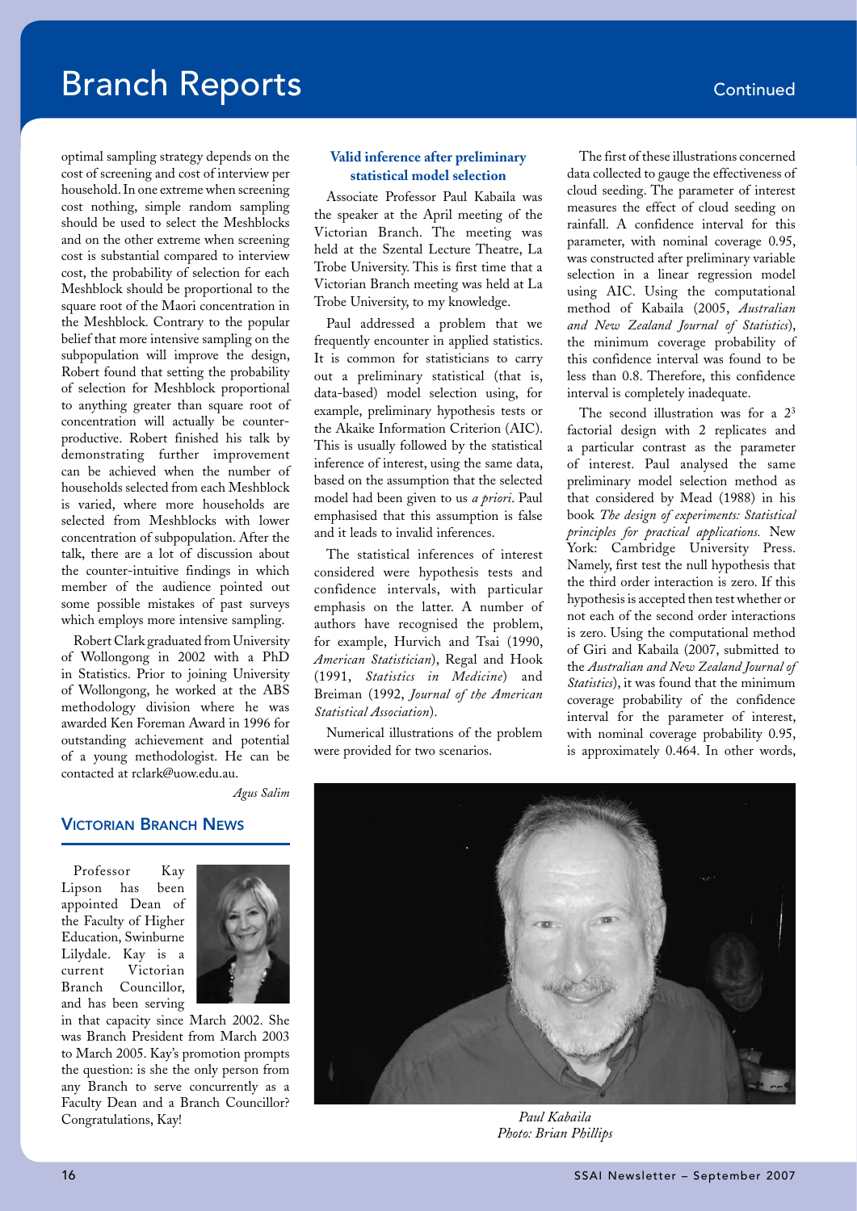optimal sampling strategy depends on the cost of screening and cost of interview per household. In one extreme when screening cost nothing, simple random sampling should be used to select the Meshblocks and on the other extreme when screening cost is substantial compared to interview cost, the probability of selection for each Meshblock should be proportional to the square root of the Maori concentration in the Meshblock. Contrary to the popular belief that more intensive sampling on the subpopulation will improve the design, Robert found that setting the probability of selection for Meshblock proportional to anything greater than square root of concentration will actually be counter-productive. Robert finished his talk by demonstrating further improvement can be achieved when the number of households selected from each Meshblock is varied, where more households are selected from Meshblocks with lower concentration of subpopulation. After the talk, there are a lot of discussion about the counter-intuitive findings in which member of the audience pointed out some possible mistakes of past surveys which employs more intensive sampling.

Robert Clark graduated from University of Wollongong in 2002 with a PhD in Statistics. Prior to joining University of Wollongong, he worked at the ABS methodology division where he was awarded Ken Foreman Award in 1996 for outstanding achievement and potential of a young methodologist. He can be contacted at rclark@uow.edu.au.

*Agus Salim*

## Victorian Branch News

Professor Kay Lipson has been appointed Dean of the Faculty of Higher Education, Swinburne Lilydale. Kay is a current Victorian Branch Councillor, and has been serving in that capacity since March 2002. She was Branch President from March 2003 to March 2005. Kay's promotion prompts the question: is she the only person from any Branch to serve concurrently as a Faculty Dean and a Branch Councillor? Congratulations, Kay!

### Valid inference after preliminary statistical model selection

Associate Professor Paul Kabaila was the speaker at the April meeting of the Victorian Branch. The meeting was held at the Szental Lecture Theatre, La Trobe University. This is first time that a Victorian Branch meeting was held at La Trobe University, to my knowledge.

Paul addressed a problem that we frequently encounter in applied statistics. It is common for statisticians to carry out a preliminary statistical (that is, data-based) model selection using, for example, preliminary hypothesis tests or the Akaike Information Criterion (AIC). This is usually followed by the statistical inference of interest, using the same data, based on the assumption that the selected model had been given to us *a priori*. Paul emphasised that this assumption is false and it leads to invalid inferences.

The statistical inferences of interest considered were hypothesis tests and confidence intervals, with particular emphasis on the latter. A number of authors have recognised the problem, for example, Hurvich and Tsai (1990, *American Statistician*), Regal and Hook (1991, *Statistics in Medicine*) and Breiman (1992, *Journal of the American Statistical Association*).

Numerical illustrations of the problem were provided for two scenarios.

The first of these illustrations concerned data collected to gauge the effectiveness of cloud seeding. The parameter of interest measures the effect of cloud seeding on rainfall. A confidence interval for this parameter, with nominal coverage 0.95, was constructed after preliminary variable selection in a linear regression model using AIC. Using the computational method of Kabaila (2005, *Australian and New Zealand Journal of Statistics*), the minimum coverage probability of this confidence interval was found to be less than 0.8. Therefore, this confidence interval is completely inadequate.

The second illustration was for a $2^3$ factorial design with 2 replicates and a particular contrast as the parameter of interest. Paul analysed the same preliminary model selection method as that considered by Mead (1988) in his book *The design of experiments: Statistical principles for practical applications.* New York: Cambridge University Press. Namely, first test the null hypothesis that the third order interaction is zero. If this hypothesis is accepted then test whether or not each of the second order interactions is zero. Using the computational method of Giri and Kabaila (2007, submitted to the *Australian and New Zealand Journal of Statistics*), it was found that the minimum coverage probability of the confidence interval for the parameter of interest, with nominal coverage probability 0.95, is approximately 0.464. In other words,

*Paul Kabaila*
*Photo: Brian Phillips*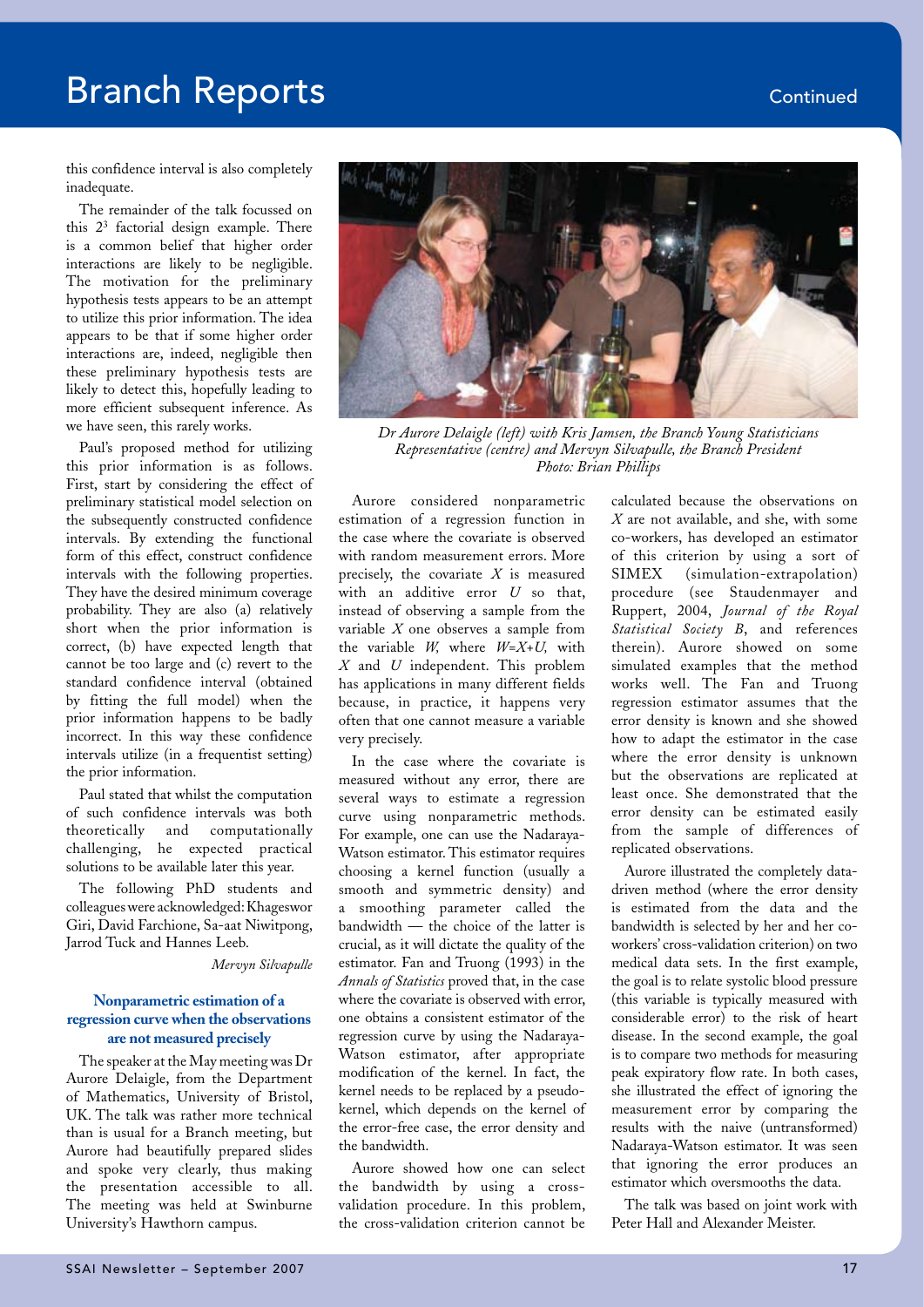this confidence interval is also completely inadequate.

The remainder of the talk focussed on this $2^3$ factorial design example. There is a common belief that higher order interactions are likely to be negligible. The motivation for the preliminary hypothesis tests appears to be an attempt to utilize this prior information. The idea appears to be that if some higher order interactions are, indeed, negligible then these preliminary hypothesis tests are likely to detect this, hopefully leading to more efficient subsequent inference. As we have seen, this rarely works.

Paul's proposed method for utilizing this prior information is as follows. First, start by considering the effect of preliminary statistical model selection on the subsequently constructed confidence intervals. By extending the functional form of this effect, construct confidence intervals with the following properties. They have the desired minimum coverage probability. They are also (a) relatively short when the prior information is correct, (b) have expected length that cannot be too large and (c) revert to the standard confidence interval (obtained by fitting the full model) when the prior information happens to be badly incorrect. In this way these confidence intervals utilize (in a frequentist setting) the prior information.

Paul stated that whilst the computation of such confidence intervals was both theoretically and computationally challenging, he expected practical solutions to be available later this year.

The following PhD students and colleagues were acknowledged: Khageswor Giri, David Farchione, Sa-aat Niwitpong, Jarrod Tuck and Hannes Leeb.

*Mervyn Silvapulle*

*Dr Aurore Delaigle (left) with Kris Jamsen, the Branch Young Statisticians Representative (centre) and Mervyn Silvapulle, the Branch President Photo: Brian Phillips*

### Nonparametric estimation of a regression curve when the observations are not measured precisely

The speaker at the May meeting was Dr Aurore Delaigle, from the Department of Mathematics, University of Bristol, UK. The talk was rather more technical than is usual for a Branch meeting, but Aurore had beautifully prepared slides and spoke very clearly, thus making the presentation accessible to all. The meeting was held at Swinburne University's Hawthorn campus.

Aurore considered nonparametric estimation of a regression function in the case where the covariate is observed with random measurement errors. More precisely, the covariate $X$ is measured with an additive error $U$ so that, instead of observing a sample from the variable $X$ one observes a sample from the variable $W$, where $W=X+U$, with $X$ and $U$ independent. This problem has applications in many different fields because, in practice, it happens very often that one cannot measure a variable very precisely.

In the case where the covariate is measured without any error, there are several ways to estimate a regression curve using nonparametric methods. For example, one can use the Nadaraya-Watson estimator. This estimator requires choosing a kernel function (usually a smooth and symmetric density) and a smoothing parameter called the bandwidth — the choice of the latter is crucial, as it will dictate the quality of the estimator. Fan and Truong (1993) in the *Annals of Statistics* proved that, in the case where the covariate is observed with error, one obtains a consistent estimator of the regression curve by using the Nadaraya-Watson estimator, after appropriate modification of the kernel. In fact, the kernel needs to be replaced by a pseudo-kernel, which depends on the kernel of the error-free case, the error density and the bandwidth.

Aurore showed how one can select the bandwidth by using a cross-validation procedure. In this problem, the cross-validation criterion cannot be calculated because the observations on $X$ are not available, and she, with some co-workers, has developed an estimator of this criterion by using a sort of SIMEX (simulation-extrapolation) procedure (see Staudenmayer and Ruppert, 2004, *Journal of the Royal Statistical Society B*, and references therein). Aurore showed on some simulated examples that the method works well. The Fan and Truong regression estimator assumes that the error density is known and she showed how to adapt the estimator in the case where the error density is unknown but the observations are replicated at least once. She demonstrated that the error density can be estimated easily from the sample of differences of replicated observations.

Aurore illustrated the completely data-driven method (where the error density is estimated from the data and the bandwidth is selected by her and her co-workers' cross-validation criterion) on two medical data sets. In the first example, the goal is to relate systolic blood pressure (this variable is typically measured with considerable error) to the risk of heart disease. In the second example, the goal is to compare two methods for measuring peak expiratory flow rate. In both cases, she illustrated the effect of ignoring the measurement error by comparing the results with the naive (untransformed) Nadaraya-Watson estimator. It was seen that ignoring the error produces an estimator which oversmooths the data.

The talk was based on joint work with Peter Hall and Alexander Meister.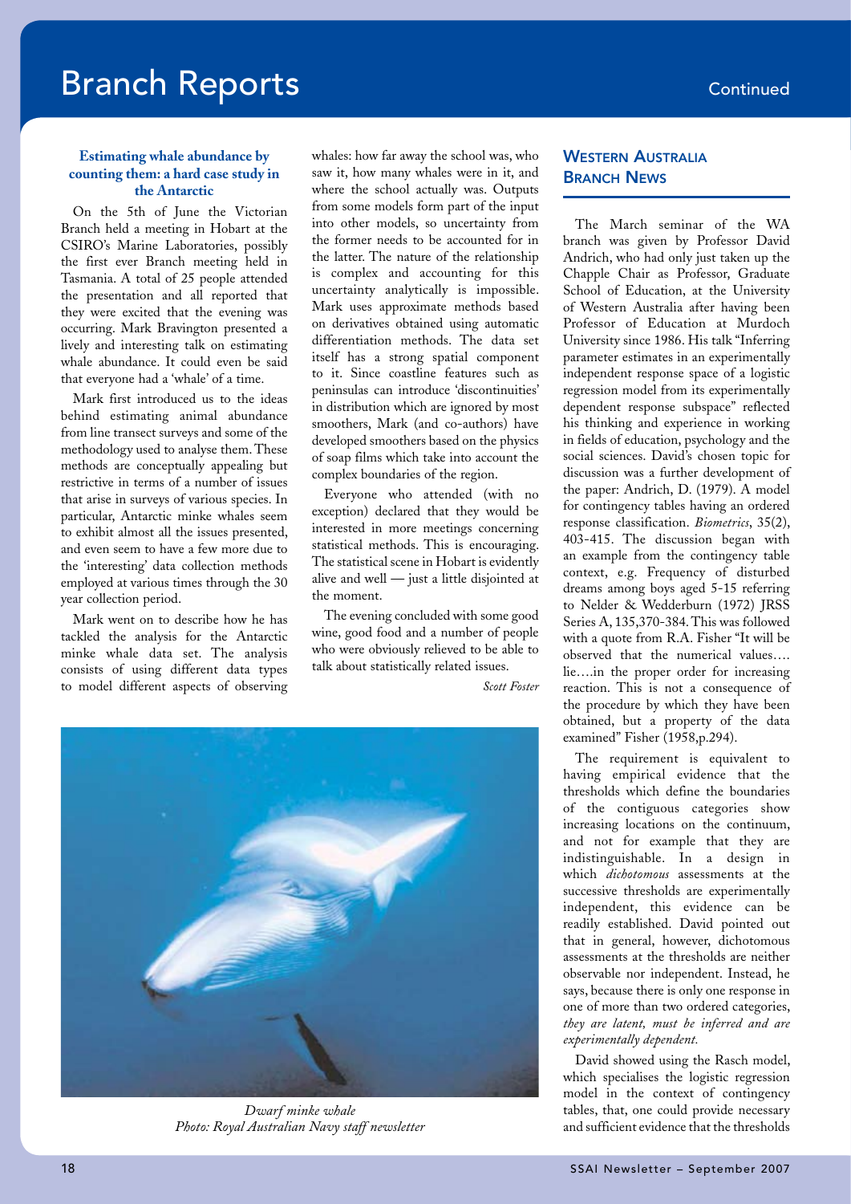### Estimating whale abundance by counting them: a hard case study in the Antarctic

On the 5th of June the Victorian Branch held a meeting in Hobart at the CSIRO's Marine Laboratories, possibly the first ever Branch meeting held in Tasmania. A total of 25 people attended the presentation and all reported that they were excited that the evening was occurring. Mark Bravington presented a lively and interesting talk on estimating whale abundance. It could even be said that everyone had a 'whale' of a time.

Mark first introduced us to the ideas behind estimating animal abundance from line transect surveys and some of the methodology used to analyse them. These methods are conceptually appealing but restrictive in terms of a number of issues that arise in surveys of various species. In particular, Antarctic minke whales seem to exhibit almost all the issues presented, and even seem to have a few more due to the 'interesting' data collection methods employed at various times through the 30 year collection period.

Mark went on to describe how he has tackled the analysis for the Antarctic minke whale data set. The analysis consists of using different data types to model different aspects of observing whales: how far away the school was, who saw it, how many whales were in it, and where the school actually was. Outputs from some models form part of the input into other models, so uncertainty from the former needs to be accounted for in the latter. The nature of the relationship is complex and accounting for this uncertainty analytically is impossible. Mark uses approximate methods based on derivatives obtained using automatic differentiation methods. The data set itself has a strong spatial component to it. Since coastline features such as peninsulas can introduce 'discontinuities' in distribution which are ignored by most smoothers, Mark (and co-authors) have developed smoothers based on the physics of soap films which take into account the complex boundaries of the region.

Everyone who attended (with no exception) declared that they would be interested in more meetings concerning statistical methods. This is encouraging. The statistical scene in Hobart is evidently alive and well — just a little disjointed at the moment.

The evening concluded with some good wine, good food and a number of people who were obviously relieved to be able to talk about statistically related issues.

*Scott Foster*

*Dwarf minke whale*
*Photo: Royal Australian Navy staff newsletter*

## Western Australia Branch News

The March seminar of the WA branch was given by Professor David Andrich, who had only just taken up the Chapple Chair as Professor, Graduate School of Education, at the University of Western Australia after having been Professor of Education at Murdoch University since 1986. His talk "Inferring parameter estimates in an experimentally independent response space of a logistic regression model from its experimentally dependent response subspace" reflected his thinking and experience in working in fields of education, psychology and the social sciences. David's chosen topic for discussion was a further development of the paper: Andrich, D. (1979). A model for contingency tables having an ordered response classification. *Biometrics*, 35(2), 403-415. The discussion began with an example from the contingency table context, e.g. Frequency of disturbed dreams among boys aged 5-15 referring to Nelder & Wedderburn (1972) JRSS Series A, 135,370-384. This was followed with a quote from R.A. Fisher "It will be observed that the numerical values…. lie….in the proper order for increasing reaction. This is not a consequence of the procedure by which they have been obtained, but a property of the data examined" Fisher (1958,p.294).

The requirement is equivalent to having empirical evidence that the thresholds which define the boundaries of the contiguous categories show increasing locations on the continuum, and not for example that they are indistinguishable. In a design in which *dichotomous* assessments at the successive thresholds are experimentally independent, this evidence can be readily established. David pointed out that in general, however, dichotomous assessments at the thresholds are neither observable nor independent. Instead, he says, because there is only one response in one of more than two ordered categories, *they are latent, must be inferred and are experimentally dependent.*

David showed using the Rasch model, which specialises the logistic regression model in the context of contingency tables, that, one could provide necessary and sufficient evidence that the thresholds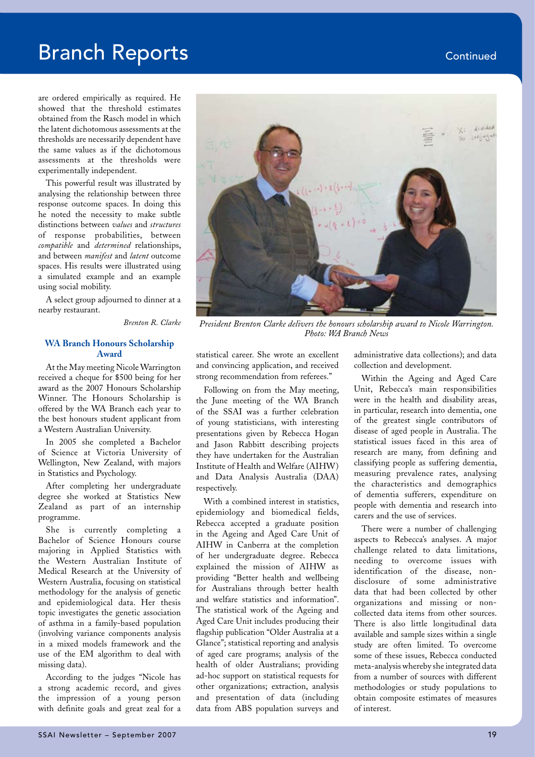are ordered empirically as required. He showed that the threshold estimates obtained from the Rasch model in which the latent dichotomous assessments at the thresholds are necessarily dependent have the same values as if the dichotomous assessments at the thresholds were experimentally independent.

This powerful result was illustrated by analysing the relationship between three response outcome spaces. In doing this he noted the necessity to make subtle distinctions between *values* and *structures* of response probabilities, between *compatible* and *determined* relationships, and between *manifest* and *latent* outcome spaces. His results were illustrated using a simulated example and an example using social mobility.

A select group adjourned to dinner at a nearby restaurant.

*Brenton R. Clarke*

### WA Branch Honours Scholarship Award

At the May meeting Nicole Warrington received a cheque for $500 being for her award as the 2007 Honours Scholarship Winner. The Honours Scholarship is offered by the WA Branch each year to the best honours student applicant from a Western Australian University.

In 2005 she completed a Bachelor of Science at Victoria University of Wellington, New Zealand, with majors in Statistics and Psychology.

After completing her undergraduate degree she worked at Statistics New Zealand as part of an internship programme.

She is currently completing a Bachelor of Science Honours course majoring in Applied Statistics with the Western Australian Institute of Medical Research at the University of Western Australia, focusing on statistical methodology for the analysis of genetic and epidemiological data. Her thesis topic investigates the genetic association of asthma in a family-based population (involving variance components analysis in a mixed models framework and the use of the EM algorithm to deal with missing data).

According to the judges "Nicole has a strong academic record, and gives the impression of a young person with definite goals and great zeal for a statistical career. She wrote an excellent and convincing application, and received strong recommendation from referees."

*President Brenton Clarke delivers the honours scholarship award to Nicole Warrington. Photo: WA Branch News*

Following on from the May meeting, the June meeting of the WA Branch of the SSAI was a further celebration of young statisticians, with interesting presentations given by Rebecca Hogan and Jason Rabbitt describing projects they have undertaken for the Australian Institute of Health and Welfare (AIHW) and Data Analysis Australia (DAA) respectively.

With a combined interest in statistics, epidemiology and biomedical fields, Rebecca accepted a graduate position in the Ageing and Aged Care Unit of AIHW in Canberra at the completion of her undergraduate degree. Rebecca explained the mission of AIHW as providing "Better health and wellbeing for Australians through better health and welfare statistics and information". The statistical work of the Ageing and Aged Care Unit includes producing their flagship publication "Older Australia at a Glance"; statistical reporting and analysis of aged care programs; analysis of the health of older Australians; providing ad-hoc support on statistical requests for other organizations; extraction, analysis and presentation of data (including data from ABS population surveys and administrative data collections); and data collection and development.

Within the Ageing and Aged Care Unit, Rebecca's main responsibilities were in the health and disability areas, in particular, research into dementia, one of the greatest single contributors of disease of aged people in Australia. The statistical issues faced in this area of research are many, from defining and classifying people as suffering dementia, measuring prevalence rates, analysing the characteristics and demographics of dementia sufferers, expenditure on people with dementia and research into carers and the use of services.

There were a number of challenging aspects to Rebecca's analyses. A major challenge related to data limitations, needing to overcome issues with identification of the disease, non-disclosure of some administrative data that had been collected by other organizations and missing or non-collected data items from other sources. There is also little longitudinal data available and sample sizes within a single study are often limited. To overcome some of these issues, Rebecca conducted meta-analysis whereby she integrated data from a number of sources with different methodologies or study populations to obtain composite estimates of measures of interest.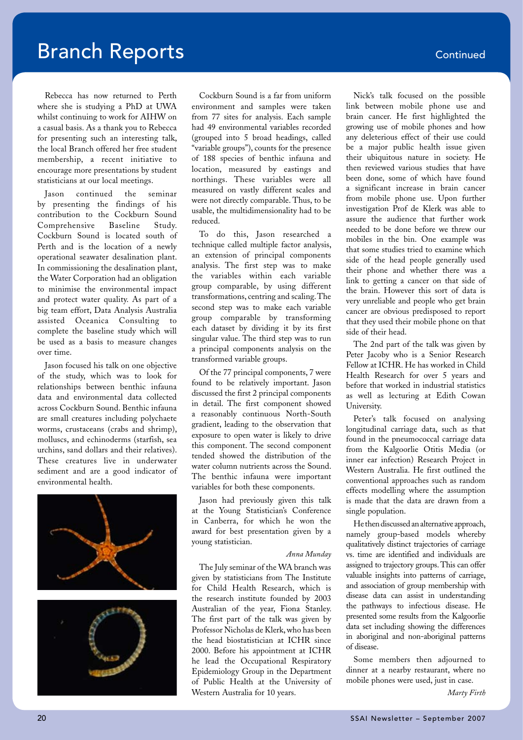# Branch Reports

Continued

Rebecca has now returned to Perth where she is studying a PhD at UWA whilst continuing to work for AIHW on a casual basis. As a thank you to Rebecca for presenting such an interesting talk, the local Branch offered her free student membership, a recent initiative to encourage more presentations by student statisticians at our local meetings.

Jason continued the seminar by presenting the findings of his contribution to the Cockburn Sound Comprehensive Baseline Study. Cockburn Sound is located south of Perth and is the location of a newly operational seawater desalination plant. In commissioning the desalination plant, the Water Corporation had an obligation to minimise the environmental impact and protect water quality. As part of a big team effort, Data Analysis Australia assisted Oceanica Consulting to complete the baseline study which will be used as a basis to measure changes over time.

Jason focused his talk on one objective of the study, which was to look for relationships between benthic infauna data and environmental data collected across Cockburn Sound. Benthic infauna are small creatures including polychaete worms, crustaceans (crabs and shrimp), molluscs, and echinoderms (starfish, sea urchins, sand dollars and their relatives). These creatures live in underwater sediment and are a good indicator of environmental health.

Cockburn Sound is a far from uniform environment and samples were taken from 77 sites for analysis. Each sample had 49 environmental variables recorded (grouped into 5 broad headings, called "variable groups"), counts for the presence of 188 species of benthic infauna and location, measured by eastings and northings. These variables were all measured on vastly different scales and were not directly comparable. Thus, to be usable, the multidimensionality had to be reduced.

To do this, Jason researched a technique called multiple factor analysis, an extension of principal components analysis. The first step was to make the variables within each variable group comparable, by using different transformations, centring and scaling. The second step was to make each variable group comparable by transforming each dataset by dividing it by its first singular value. The third step was to run a principal components analysis on the transformed variable groups.

Of the 77 principal components, 7 were found to be relatively important. Jason discussed the first 2 principal components in detail. The first component showed a reasonably continuous North-South gradient, leading to the observation that exposure to open water is likely to drive this component. The second component tended showed the distribution of the water column nutrients across the Sound. The benthic infauna were important variables for both these components.

Jason had previously given this talk at the Young Statistician's Conference in Canberra, for which he won the award for best presentation given by a young statistician.

*Anna Munday*

The July seminar of the WA branch was given by statisticians from The Institute for Child Health Research, which is the research institute founded by 2003 Australian of the year, Fiona Stanley. The first part of the talk was given by Professor Nicholas de Klerk, who has been the head biostatistician at ICHR since 2000. Before his appointment at ICHR he lead the Occupational Respiratory Epidemiology Group in the Department of Public Health at the University of Western Australia for 10 years.

Nick's talk focused on the possible link between mobile phone use and brain cancer. He first highlighted the growing use of mobile phones and how any deleterious effect of their use could be a major public health issue given their ubiquitous nature in society. He then reviewed various studies that have been done, some of which have found a significant increase in brain cancer from mobile phone use. Upon further investigation Prof de Klerk was able to assure the audience that further work needed to be done before we threw our mobiles in the bin. One example was that some studies tried to examine which side of the head people generally used their phone and whether there was a link to getting a cancer on that side of the brain. However this sort of data is very unreliable and people who get brain cancer are obvious predisposed to report that they used their mobile phone on that side of their head.

The 2nd part of the talk was given by Peter Jacoby who is a Senior Research Fellow at ICHR. He has worked in Child Health Research for over 5 years and before that worked in industrial statistics as well as lecturing at Edith Cowan University.

Peter's talk focused on analysing longitudinal carriage data, such as that found in the pneumococcal carriage data from the Kalgoorlie Otitis Media (or inner ear infection) Research Project in Western Australia. He first outlined the conventional approaches such as random effects modelling where the assumption is made that the data are drawn from a single population.

He then discussed an alternative approach, namely group-based models whereby qualitatively distinct trajectories of carriage vs. time are identified and individuals are assigned to trajectory groups. This can offer valuable insights into patterns of carriage, and association of group membership with disease data can assist in understanding the pathways to infectious disease. He presented some results from the Kalgoorlie data set including showing the differences in aboriginal and non-aboriginal patterns of disease.

Some members then adjourned to dinner at a nearby restaurant, where no mobile phones were used, just in case.

*Marty Firth*